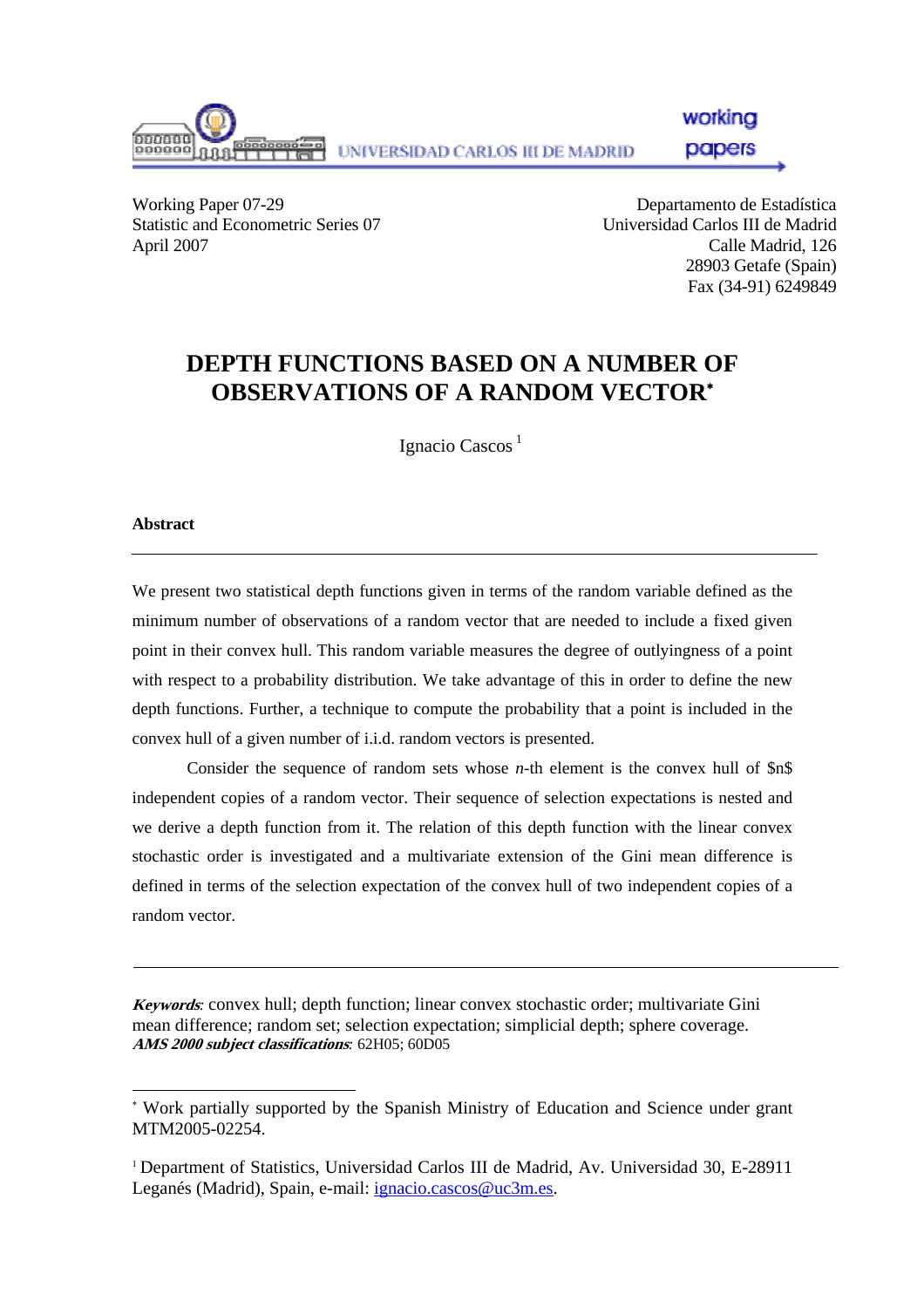Working Paper 07-29
Statistic and Econometric Series 07
April 2007

Departamento de Estadística
Universidad Carlos III de Madrid
Calle Madrid, 126
28903 Getafe (Spain)
Fax (34-91) 6249849

# DEPTH FUNCTIONS BASED ON A NUMBER OF OBSERVATIONS OF A RANDOM VECTOR[*]

Ignacio Cascos [1]

**Abstract**

---

We present two statistical depth functions given in terms of the random variable defined as the minimum number of observations of a random vector that are needed to include a fixed given point in their convex hull. This random variable measures the degree of outlyingness of a point with respect to a probability distribution. We take advantage of this in order to define the new depth functions. Further, a technique to compute the probability that a point is included in the convex hull of a given number of i.i.d. random vectors is presented.

Consider the sequence of random sets whose *n*-th element is the convex hull of $n$ independent copies of a random vector. Their sequence of selection expectations is nested and we derive a depth function from it. The relation of this depth function with the linear convex stochastic order is investigated and a multivariate extension of the Gini mean difference is defined in terms of the selection expectation of the convex hull of two independent copies of a random vector.

---

***Keywords***: convex hull; depth function; linear convex stochastic order; multivariate Gini mean difference; random set; selection expectation; simplicial depth; sphere coverage.
***AMS 2000 subject classifications***: 62H05; 60D05

---

[*] Work partially supported by the Spanish Ministry of Education and Science under grant MTM2005-02254.

[1] Department of Statistics, Universidad Carlos III de Madrid, Av. Universidad 30, E-28911 Leganés (Madrid), Spain, e-mail: ignacio.cascos@uc3m.es.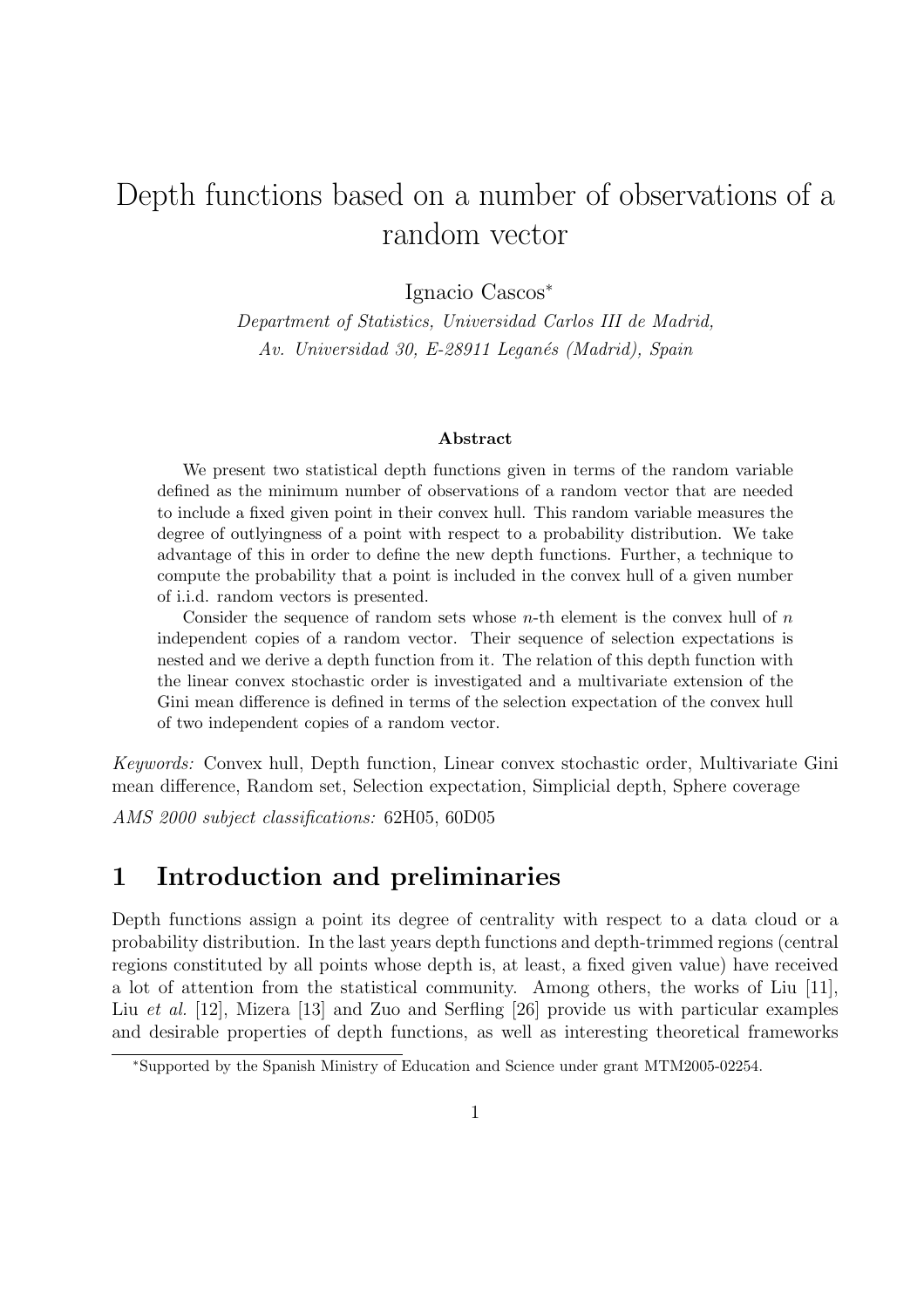# Depth functions based on a number of observations of a random vector

Ignacio Cascos*

*Department of Statistics, Universidad Carlos III de Madrid,*
*Av. Universidad 30, E-28911 Leganés (Madrid), Spain*

### Abstract

We present two statistical depth functions given in terms of the random variable defined as the minimum number of observations of a random vector that are needed to include a fixed given point in their convex hull. This random variable measures the degree of outlyingness of a point with respect to a probability distribution. We take advantage of this in order to define the new depth functions. Further, a technique to compute the probability that a point is included in the convex hull of a given number of i.i.d. random vectors is presented.

Consider the sequence of random sets whose $n$-th element is the convex hull of $n$ independent copies of a random vector. Their sequence of selection expectations is nested and we derive a depth function from it. The relation of this depth function with the linear convex stochastic order is investigated and a multivariate extension of the Gini mean difference is defined in terms of the selection expectation of the convex hull of two independent copies of a random vector.

*Keywords:* Convex hull, Depth function, Linear convex stochastic order, Multivariate Gini mean difference, Random set, Selection expectation, Simplicial depth, Sphere coverage

*AMS 2000 subject classifications:* 62H05, 60D05

## 1 Introduction and preliminaries

Depth functions assign a point its degree of centrality with respect to a data cloud or a probability distribution. In the last years depth functions and depth-trimmed regions (central regions constituted by all points whose depth is, at least, a fixed given value) have received a lot of attention from the statistical community. Among others, the works of Liu [11], Liu *et al.* [12], Mizera [13] and Zuo and Serfling [26] provide us with particular examples and desirable properties of depth functions, as well as interesting theoretical frameworks

*Supported by the Spanish Ministry of Education and Science under grant MTM2005-02254.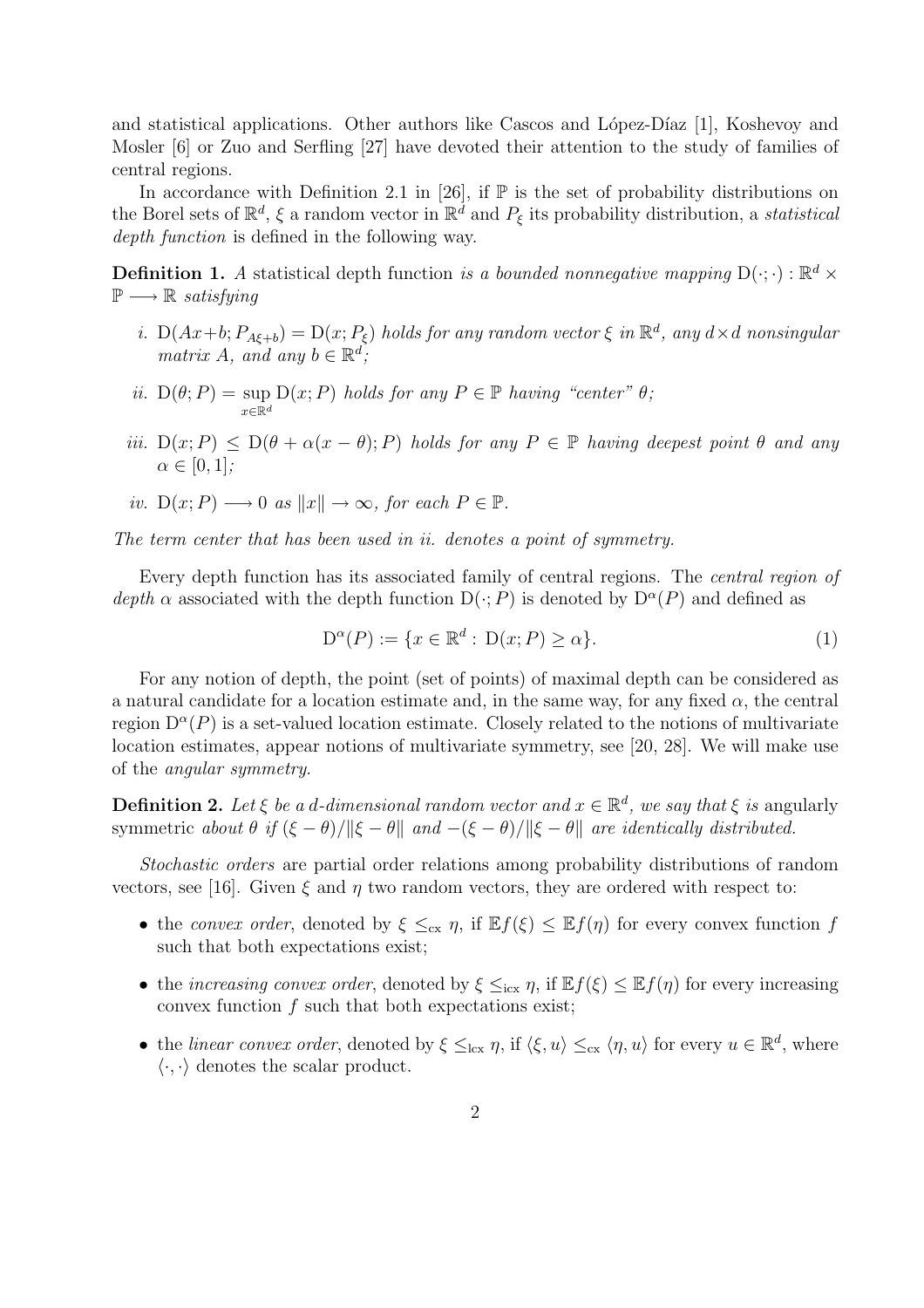and statistical applications. Other authors like Cascos and López-Díaz [1], Koshevoy and Mosler [6] or Zuo and Serfling [27] have devoted their attention to the study of families of central regions.

In accordance with Definition 2.1 in [26], if $\mathbb{P}$ is the set of probability distributions on the Borel sets of $\mathbb{R}^d$, $\xi$ a random vector in $\mathbb{R}^d$ and $P_\xi$ its probability distribution, a *statistical depth function* is defined in the following way.

**Definition 1.** *A* statistical depth function *is a bounded nonnegative mapping* $\mathrm{D}(\cdot;\cdot) : \mathbb{R}^d \times \mathbb{P} \longrightarrow \mathbb{R}$ *satisfying*

*i.* $\mathrm{D}(Ax+b; P_{A\xi+b}) = \mathrm{D}(x; P_\xi)$ *holds for any random vector* $\xi$ *in* $\mathbb{R}^d$*, any* $d\times d$ *nonsingular matrix* $A$*, and any* $b \in \mathbb{R}^d$*;*

*ii.* $\mathrm{D}(\theta; P) = \sup\limits_{x\in\mathbb{R}^d} \mathrm{D}(x; P)$ *holds for any* $P \in \mathbb{P}$ *having "center"* $\theta$*;*

*iii.* $\mathrm{D}(x; P) \leq \mathrm{D}(\theta + \alpha(x - \theta); P)$ *holds for any* $P \in \mathbb{P}$ *having deepest point* $\theta$ *and any* $\alpha \in [0, 1]$*;*

*iv.* $\mathrm{D}(x; P) \longrightarrow 0$ *as* $\|x\| \to \infty$*, for each* $P \in \mathbb{P}$*.*

*The term center that has been used in ii. denotes a point of symmetry.*

Every depth function has its associated family of central regions. The *central region of depth* $\alpha$ associated with the depth function $\mathrm{D}(\cdot; P)$ is denoted by $\mathrm{D}^\alpha(P)$ and defined as

$$\mathrm{D}^\alpha(P) := \{x \in \mathbb{R}^d : \mathrm{D}(x; P) \geq \alpha\}. \tag{1}$$

For any notion of depth, the point (set of points) of maximal depth can be considered as a natural candidate for a location estimate and, in the same way, for any fixed $\alpha$, the central region $\mathrm{D}^\alpha(P)$ is a set-valued location estimate. Closely related to the notions of multivariate location estimates, appear notions of multivariate symmetry, see [20, 28]. We will make use of the *angular symmetry*.

**Definition 2.** *Let* $\xi$ *be a* $d$*-dimensional random vector and* $x \in \mathbb{R}^d$*, we say that* $\xi$ *is* angularly symmetric *about* $\theta$ *if* $(\xi - \theta)/\|\xi - \theta\|$ *and* $-(\xi - \theta)/\|\xi - \theta\|$ *are identically distributed.*

*Stochastic orders* are partial order relations among probability distributions of random vectors, see [16]. Given $\xi$ and $\eta$ two random vectors, they are ordered with respect to:

- the *convex order*, denoted by $\xi \leq_{\mathrm{cx}} \eta$, if $\mathbb{E}f(\xi) \leq \mathbb{E}f(\eta)$ for every convex function $f$ such that both expectations exist;
- the *increasing convex order*, denoted by $\xi \leq_{\mathrm{icx}} \eta$, if $\mathbb{E}f(\xi) \leq \mathbb{E}f(\eta)$ for every increasing convex function $f$ such that both expectations exist;
- the *linear convex order*, denoted by $\xi \leq_{\mathrm{lcx}} \eta$, if $\langle \xi, u\rangle \leq_{\mathrm{cx}} \langle \eta, u\rangle$ for every $u \in \mathbb{R}^d$, where $\langle \cdot, \cdot\rangle$ denotes the scalar product.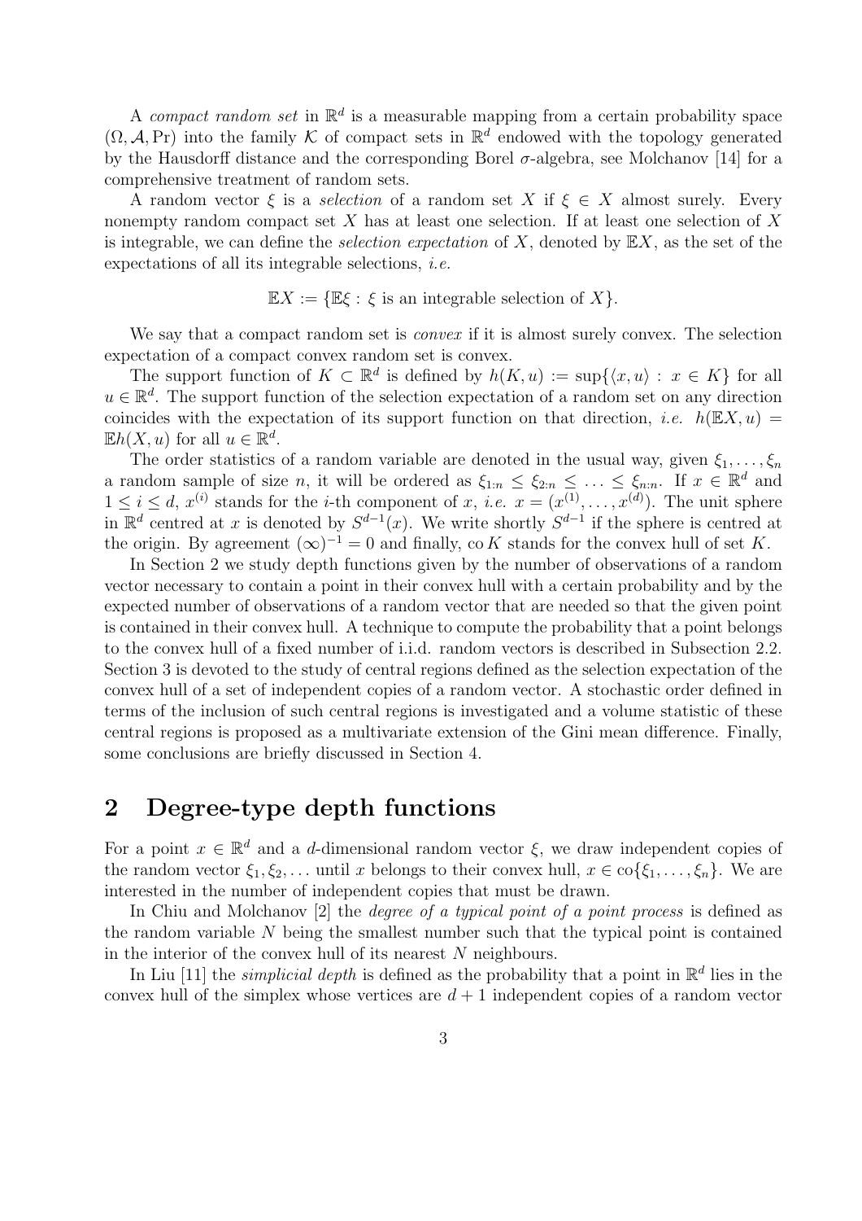A *compact random set* in $\mathbb{R}^d$ is a measurable mapping from a certain probability space $(\Omega, \mathcal{A}, \Pr)$ into the family $\mathcal{K}$ of compact sets in $\mathbb{R}^d$ endowed with the topology generated by the Hausdorff distance and the corresponding Borel $\sigma$-algebra, see Molchanov [14] for a comprehensive treatment of random sets.

A random vector $\xi$ is a *selection* of a random set $X$ if $\xi \in X$ almost surely. Every nonempty random compact set $X$ has at least one selection. If at least one selection of $X$ is integrable, we can define the *selection expectation* of $X$, denoted by $\mathbb{E}X$, as the set of the expectations of all its integrable selections, *i.e.*

$$\mathbb{E}X := \{\mathbb{E}\xi : \xi \text{ is an integrable selection of } X\}.$$

We say that a compact random set is *convex* if it is almost surely convex. The selection expectation of a compact convex random set is convex.

The support function of $K \subset \mathbb{R}^d$ is defined by $h(K, u) := \sup\{\langle x, u\rangle : x \in K\}$ for all $u \in \mathbb{R}^d$. The support function of the selection expectation of a random set on any direction coincides with the expectation of its support function on that direction, *i.e.* $h(\mathbb{E}X, u) = \mathbb{E}h(X, u)$ for all $u \in \mathbb{R}^d$.

The order statistics of a random variable are denoted in the usual way, given $\xi_1, \ldots, \xi_n$ a random sample of size $n$, it will be ordered as $\xi_{1:n} \leq \xi_{2:n} \leq \ldots \leq \xi_{n:n}$. If $x \in \mathbb{R}^d$ and $1 \leq i \leq d$, $x^{(i)}$ stands for the $i$-th component of $x$, *i.e.* $x = (x^{(1)}, \ldots, x^{(d)})$. The unit sphere in $\mathbb{R}^d$ centred at $x$ is denoted by $S^{d-1}(x)$. We write shortly $S^{d-1}$ if the sphere is centred at the origin. By agreement $(\infty)^{-1} = 0$ and finally, $\operatorname{co} K$ stands for the convex hull of set $K$.

In Section 2 we study depth functions given by the number of observations of a random vector necessary to contain a point in their convex hull with a certain probability and by the expected number of observations of a random vector that are needed so that the given point is contained in their convex hull. A technique to compute the probability that a point belongs to the convex hull of a fixed number of i.i.d. random vectors is described in Subsection 2.2. Section 3 is devoted to the study of central regions defined as the selection expectation of the convex hull of a set of independent copies of a random vector. A stochastic order defined in terms of the inclusion of such central regions is investigated and a volume statistic of these central regions is proposed as a multivariate extension of the Gini mean difference. Finally, some conclusions are briefly discussed in Section 4.

## 2 Degree-type depth functions

For a point $x \in \mathbb{R}^d$ and a $d$-dimensional random vector $\xi$, we draw independent copies of the random vector $\xi_1, \xi_2, \ldots$ until $x$ belongs to their convex hull, $x \in \operatorname{co}\{\xi_1, \ldots, \xi_n\}$. We are interested in the number of independent copies that must be drawn.

In Chiu and Molchanov [2] the *degree of a typical point of a point process* is defined as the random variable $N$ being the smallest number such that the typical point is contained in the interior of the convex hull of its nearest $N$ neighbours.

In Liu [11] the *simplicial depth* is defined as the probability that a point in $\mathbb{R}^d$ lies in the convex hull of the simplex whose vertices are $d + 1$ independent copies of a random vector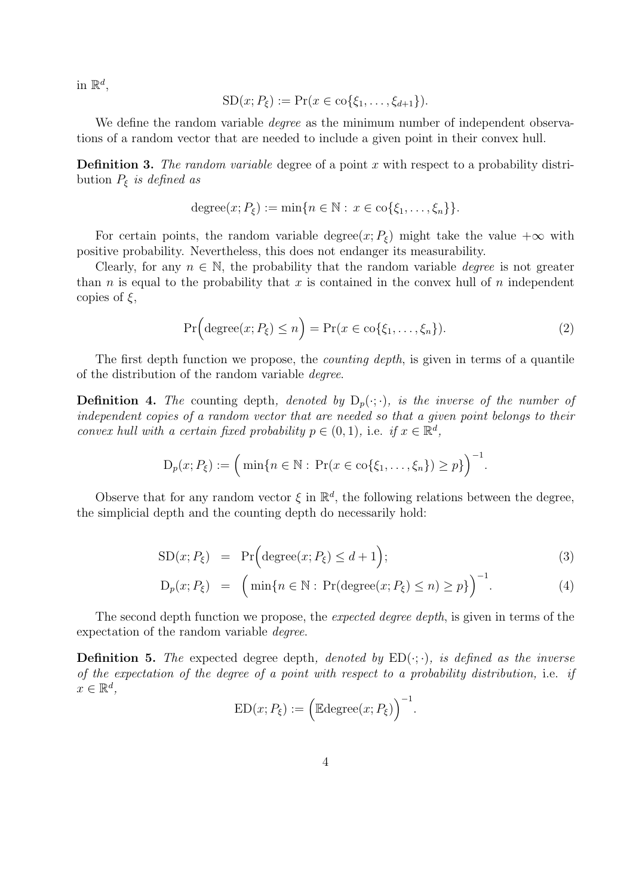in $\mathbb{R}^d$,

$$\mathrm{SD}(x; P_\xi) := \Pr(x \in \mathrm{co}\{\xi_1, \ldots, \xi_{d+1}\}).$$

We define the random variable *degree* as the minimum number of independent observations of a random vector that are needed to include a given point in their convex hull.

**Definition 3.** *The random variable* degree of a point $x$ with respect to a probability distribution $P_\xi$ *is defined as*

$$\mathrm{degree}(x; P_\xi) := \min\{n \in \mathbb{N} : x \in \mathrm{co}\{\xi_1, \ldots, \xi_n\}\}.$$

For certain points, the random variable $\mathrm{degree}(x; P_\xi)$ might take the value $+\infty$ with positive probability. Nevertheless, this does not endanger its measurability.

Clearly, for any $n \in \mathbb{N}$, the probability that the random variable *degree* is not greater than $n$ is equal to the probability that $x$ is contained in the convex hull of $n$ independent copies of $\xi$,

$$\Pr\Big(\mathrm{degree}(x; P_\xi) \leq n\Big) = \Pr(x \in \mathrm{co}\{\xi_1, \ldots, \xi_n\}). \tag{2}$$

The first depth function we propose, the *counting depth*, is given in terms of a quantile of the distribution of the random variable *degree*.

**Definition 4.** *The* counting depth*, denoted by* $\mathrm{D}_p(\cdot;\cdot)$*, is the inverse of the number of independent copies of a random vector that are needed so that a given point belongs to their convex hull with a certain fixed probability* $p \in (0, 1)$*,* i.e. *if* $x \in \mathbb{R}^d$*,*

$$\mathrm{D}_p(x; P_\xi) := \Big(\min\{n \in \mathbb{N} : \Pr(x \in \mathrm{co}\{\xi_1, \ldots, \xi_n\}) \geq p\}\Big)^{-1}.$$

Observe that for any random vector $\xi$ in $\mathbb{R}^d$, the following relations between the degree, the simplicial depth and the counting depth do necessarily hold:

$$\mathrm{SD}(x; P_\xi) = \Pr\Big(\mathrm{degree}(x; P_\xi) \leq d + 1\Big); \tag{3}$$

$$\mathrm{D}_p(x; P_\xi) = \Big(\min\{n \in \mathbb{N} : \Pr(\mathrm{degree}(x; P_\xi) \leq n) \geq p\}\Big)^{-1}. \tag{4}$$

The second depth function we propose, the *expected degree depth*, is given in terms of the expectation of the random variable *degree*.

**Definition 5.** *The* expected degree depth*, denoted by* $\mathrm{ED}(\cdot;\cdot)$*, is defined as the inverse of the expectation of the degree of a point with respect to a probability distribution,* i.e. *if* $x \in \mathbb{R}^d$*,*

$$\mathrm{ED}(x; P_\xi) := \Big(\mathbb{E}\mathrm{degree}(x; P_\xi)\Big)^{-1}.$$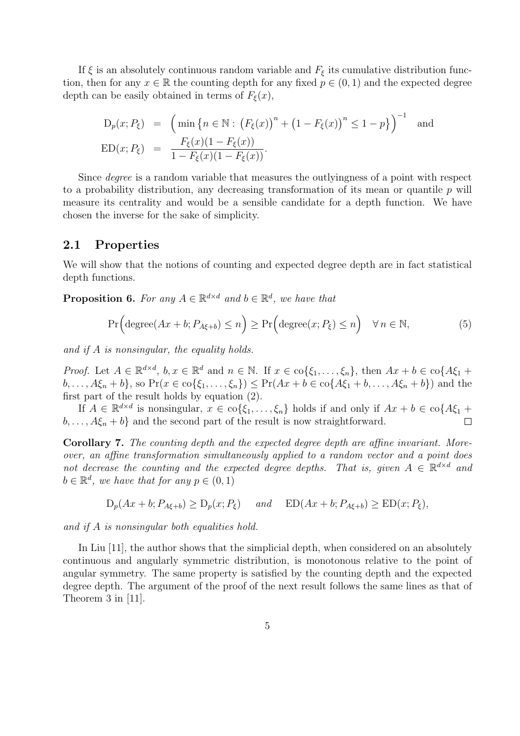If $\xi$ is an absolutely continuous random variable and $F_\xi$ its cumulative distribution function, then for any $x \in \mathbb{R}$ the counting depth for any fixed $p \in (0,1)$ and the expected degree depth can be easily obtained in terms of $F_\xi(x)$,

$$
\begin{aligned}
\mathrm{D}_p(x; P_\xi) &= \Big( \min\big\{ n \in \mathbb{N} : \big(F_\xi(x)\big)^n + \big(1 - F_\xi(x)\big)^n \leq 1 - p \big\} \Big)^{-1} \quad \text{and} \\
\mathrm{ED}(x; P_\xi) &= \frac{F_\xi(x)(1 - F_\xi(x))}{1 - F_\xi(x)(1 - F_\xi(x))}.
\end{aligned}
$$

Since *degree* is a random variable that measures the outlyingness of a point with respect to a probability distribution, any decreasing transformation of its mean or quantile $p$ will measure its centrality and would be a sensible candidate for a depth function. We have chosen the inverse for the sake of simplicity.

## 2.1 Properties

We will show that the notions of counting and expected degree depth are in fact statistical depth functions.

**Proposition 6.** *For any $A \in \mathbb{R}^{d\times d}$ and $b \in \mathbb{R}^d$, we have that*

$$
\Pr\Big(\mathrm{degree}(Ax + b; P_{A\xi+b}) \leq n\Big) \geq \Pr\Big(\mathrm{degree}(x; P_\xi) \leq n\Big) \quad \forall\, n \in \mathbb{N}, \tag{5}
$$

*and if $A$ is nonsingular, the equality holds.*

*Proof.* Let $A \in \mathbb{R}^{d\times d}$, $b, x \in \mathbb{R}^d$ and $n \in \mathbb{N}$. If $x \in \mathrm{co}\{\xi_1, \dots, \xi_n\}$, then $Ax + b \in \mathrm{co}\{A\xi_1 + b, \dots, A\xi_n + b\}$, so $\Pr(x \in \mathrm{co}\{\xi_1, \dots, \xi_n\}) \leq \Pr(Ax + b \in \mathrm{co}\{A\xi_1 + b, \dots, A\xi_n + b\})$ and the first part of the result holds by equation (2).

If $A \in \mathbb{R}^{d\times d}$ is nonsingular, $x \in \mathrm{co}\{\xi_1, \dots, \xi_n\}$ holds if and only if $Ax + b \in \mathrm{co}\{A\xi_1 + b, \dots, A\xi_n + b\}$ and the second part of the result is now straightforward. $\square$

**Corollary 7.** *The counting depth and the expected degree depth are affine invariant. Moreover, an affine transformation simultaneously applied to a random vector and a point does not decrease the counting and the expected degree depths. That is, given $A \in \mathbb{R}^{d\times d}$ and $b \in \mathbb{R}^d$, we have that for any $p \in (0,1)$*

$$
\mathrm{D}_p(Ax + b; P_{A\xi+b}) \geq \mathrm{D}_p(x; P_\xi) \quad \text{and} \quad \mathrm{ED}(Ax + b; P_{A\xi+b}) \geq \mathrm{ED}(x; P_\xi),
$$

*and if $A$ is nonsingular both equalities hold.*

In Liu [11], the author shows that the simplicial depth, when considered on an absolutely continuous and angularly symmetric distribution, is monotonous relative to the point of angular symmetry. The same property is satisfied by the counting depth and the expected degree depth. The argument of the proof of the next result follows the same lines as that of Theorem 3 in [11].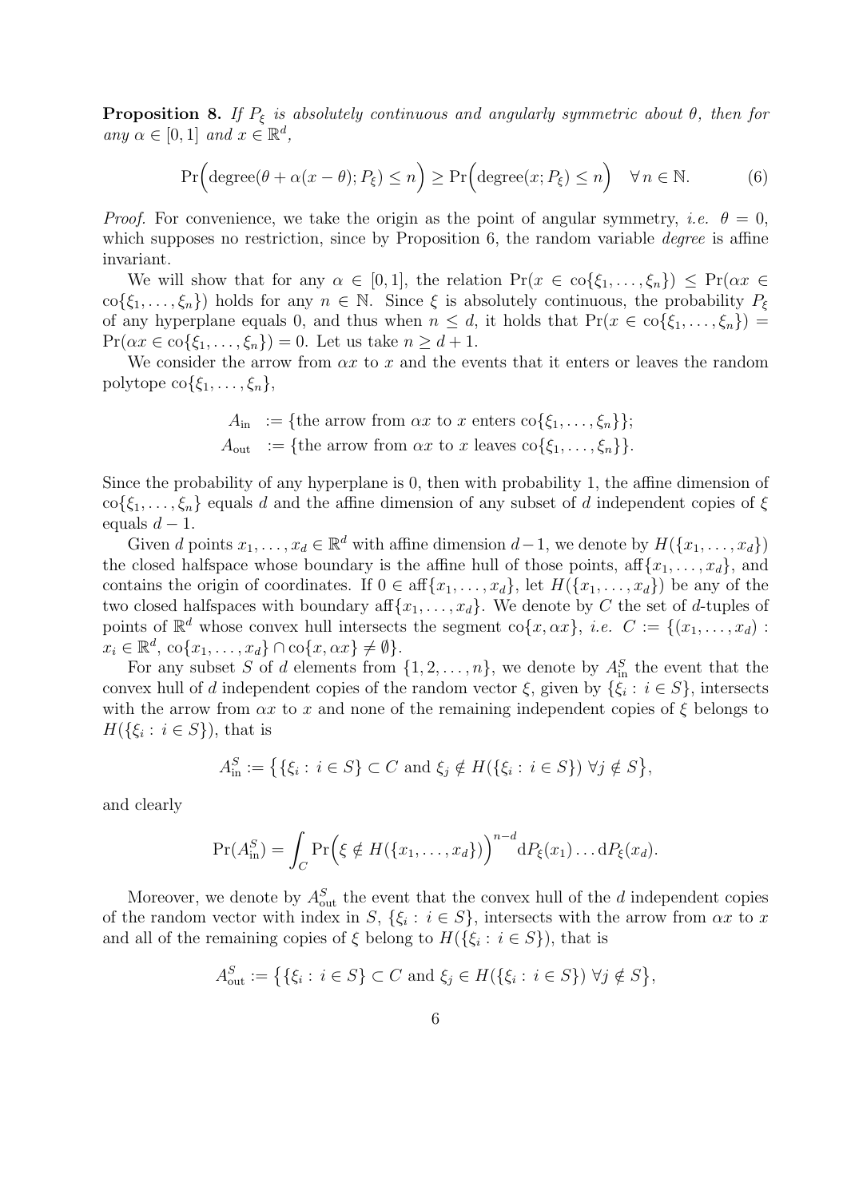**Proposition 8.** *If $P_\xi$ is absolutely continuous and angularly symmetric about $\theta$, then for any $\alpha \in [0,1]$ and $x \in \mathbb{R}^d$,*

$$\Pr\Big(\text{degree}(\theta + \alpha(x-\theta); P_\xi) \leq n\Big) \geq \Pr\Big(\text{degree}(x; P_\xi) \leq n\Big) \quad \forall\, n \in \mathbb{N}. \tag{6}$$

*Proof.* For convenience, we take the origin as the point of angular symmetry, *i.e.* $\theta = 0$, which supposes no restriction, since by Proposition 6, the random variable *degree* is affine invariant.

We will show that for any $\alpha \in [0,1]$, the relation $\Pr(x \in \text{co}\{\xi_1, \ldots, \xi_n\}) \leq \Pr(\alpha x \in \text{co}\{\xi_1, \ldots, \xi_n\})$ holds for any $n \in \mathbb{N}$. Since $\xi$ is absolutely continuous, the probability $P_\xi$ of any hyperplane equals 0, and thus when $n \leq d$, it holds that $\Pr(x \in \text{co}\{\xi_1, \ldots, \xi_n\}) = \Pr(\alpha x \in \text{co}\{\xi_1, \ldots, \xi_n\}) = 0$. Let us take $n \geq d+1$.

We consider the arrow from $\alpha x$ to $x$ and the events that it enters or leaves the random polytope $\text{co}\{\xi_1, \ldots, \xi_n\}$,

$$\begin{aligned} A_{\text{in}} &:= \{\text{the arrow from } \alpha x \text{ to } x \text{ enters } \text{co}\{\xi_1, \ldots, \xi_n\}\}; \\ A_{\text{out}} &:= \{\text{the arrow from } \alpha x \text{ to } x \text{ leaves } \text{co}\{\xi_1, \ldots, \xi_n\}\}. \end{aligned}$$

Since the probability of any hyperplane is 0, then with probability 1, the affine dimension of $\text{co}\{\xi_1, \ldots, \xi_n\}$ equals $d$ and the affine dimension of any subset of $d$ independent copies of $\xi$ equals $d-1$.

Given $d$ points $x_1, \ldots, x_d \in \mathbb{R}^d$ with affine dimension $d-1$, we denote by $H(\{x_1, \ldots, x_d\})$ the closed halfspace whose boundary is the affine hull of those points, $\text{aff}\{x_1, \ldots, x_d\}$, and contains the origin of coordinates. If $0 \in \text{aff}\{x_1, \ldots, x_d\}$, let $H(\{x_1, \ldots, x_d\})$ be any of the two closed halfspaces with boundary $\text{aff}\{x_1, \ldots, x_d\}$. We denote by $C$ the set of $d$-tuples of points of $\mathbb{R}^d$ whose convex hull intersects the segment $\text{co}\{x, \alpha x\}$, *i.e.* $C := \{(x_1, \ldots, x_d) : x_i \in \mathbb{R}^d,\ \text{co}\{x_1, \ldots, x_d\} \cap \text{co}\{x, \alpha x\} \neq \emptyset\}$.

For any subset $S$ of $d$ elements from $\{1, 2, \ldots, n\}$, we denote by $A_{\text{in}}^S$ the event that the convex hull of $d$ independent copies of the random vector $\xi$, given by $\{\xi_i : i \in S\}$, intersects with the arrow from $\alpha x$ to $x$ and none of the remaining independent copies of $\xi$ belongs to $H(\{\xi_i : i \in S\})$, that is

$$A_{\text{in}}^S := \big\{\{\xi_i : i \in S\} \subset C \text{ and } \xi_j \notin H(\{\xi_i : i \in S\})\ \forall j \notin S\big\},$$

and clearly

$$\Pr(A_{\text{in}}^S) = \int_C \Pr\Big(\xi \notin H(\{x_1, \ldots, x_d\})\Big)^{n-d} \mathrm{d}P_\xi(x_1) \ldots \mathrm{d}P_\xi(x_d).$$

Moreover, we denote by $A_{\text{out}}^S$ the event that the convex hull of the $d$ independent copies of the random vector with index in $S$, $\{\xi_i : i \in S\}$, intersects with the arrow from $\alpha x$ to $x$ and all of the remaining copies of $\xi$ belong to $H(\{\xi_i : i \in S\})$, that is

$$A_{\text{out}}^S := \big\{\{\xi_i : i \in S\} \subset C \text{ and } \xi_j \in H(\{\xi_i : i \in S\})\ \forall j \notin S\big\},$$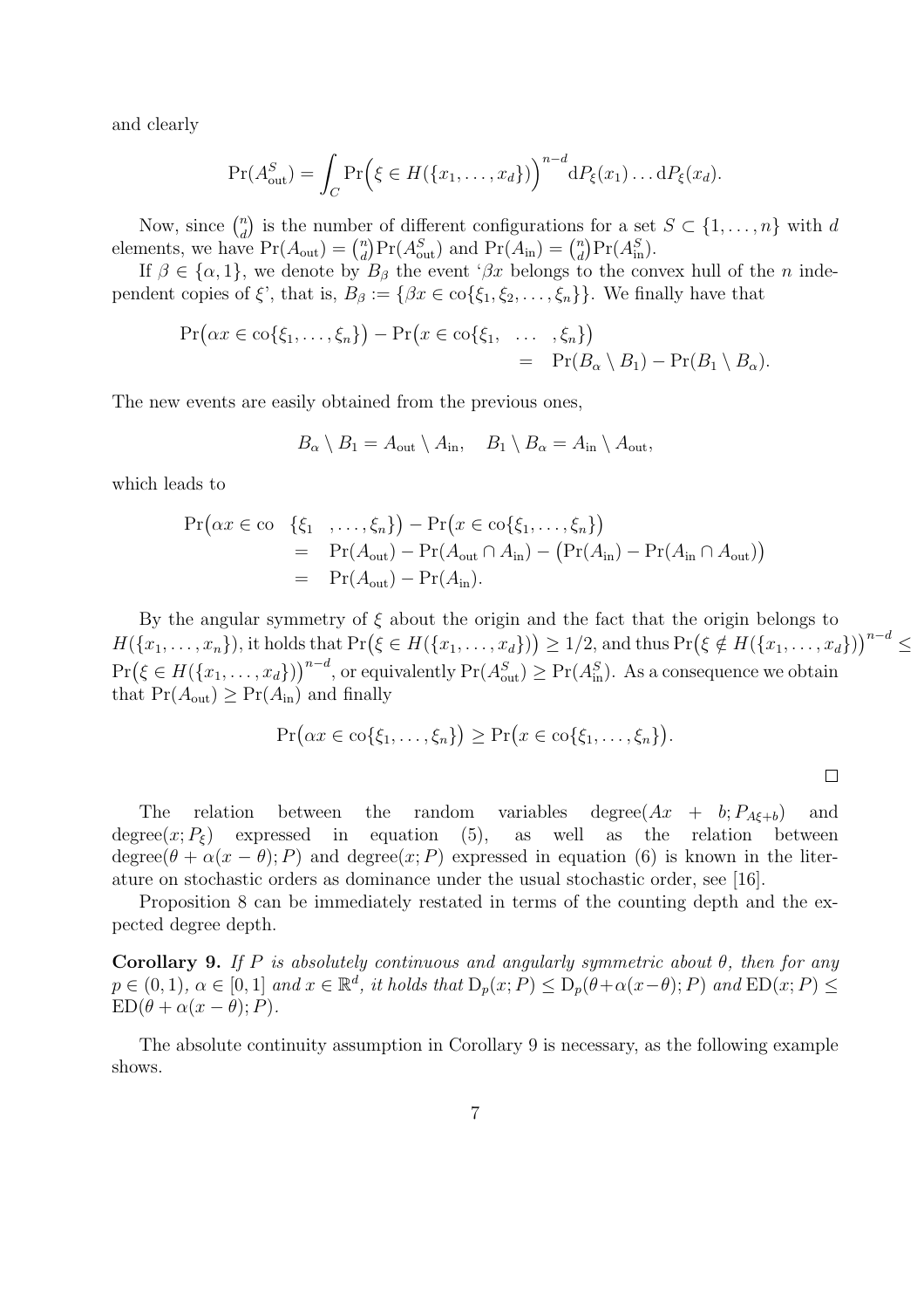and clearly

$$\Pr(A_{\rm out}^S) = \int_C \Pr\Big(\xi \in H(\{x_1,\dots,x_d\})\Big)^{n-d} \mathrm{d}P_\xi(x_1)\dots \mathrm{d}P_\xi(x_d).$$

Now, since $\binom{n}{d}$ is the number of different configurations for a set $S \subset \{1,\dots,n\}$ with $d$ elements, we have $\Pr(A_{\rm out}) = \binom{n}{d}\Pr(A_{\rm out}^S)$ and $\Pr(A_{\rm in}) = \binom{n}{d}\Pr(A_{\rm in}^S)$.

If $\beta \in \{\alpha, 1\}$, we denote by $B_\beta$ the event '$\beta x$ belongs to the convex hull of the $n$ independent copies of $\xi$', that is, $B_\beta := \{\beta x \in \mathrm{co}\{\xi_1,\xi_2,\dots,\xi_n\}\}$. We finally have that

$$\Pr\big(\alpha x \in \mathrm{co}\{\xi_1,\dots,\xi_n\}\big) - \Pr\big(x \in \mathrm{co}\{\xi_1, \ \dots \ ,\xi_n\}\big) = \Pr(B_\alpha \setminus B_1) - \Pr(B_1 \setminus B_\alpha).$$

The new events are easily obtained from the previous ones,

$$B_\alpha \setminus B_1 = A_{\rm out} \setminus A_{\rm in}, \quad B_1 \setminus B_\alpha = A_{\rm in} \setminus A_{\rm out},$$

which leads to

$$\begin{aligned}
\Pr\big(\alpha x \in \mathrm{co} \ \ \{\xi_1 \ \ ,\dots,\xi_n\}\big) - \Pr\big(x \in \mathrm{co}\{\xi_1,\dots,\xi_n\}\big) \\
&= \Pr(A_{\rm out}) - \Pr(A_{\rm out}\cap A_{\rm in}) - \big(\Pr(A_{\rm in}) - \Pr(A_{\rm in}\cap A_{\rm out})\big) \\
&= \Pr(A_{\rm out}) - \Pr(A_{\rm in}).
\end{aligned}$$

By the angular symmetry of $\xi$ about the origin and the fact that the origin belongs to $H(\{x_1,\dots,x_n\})$, it holds that $\Pr\big(\xi \in H(\{x_1,\dots,x_d\})\big) \geq 1/2$, and thus $\Pr\big(\xi \notin H(\{x_1,\dots,x_d\})\big)^{n-d} \leq \Pr\big(\xi \in H(\{x_1,\dots,x_d\})\big)^{n-d}$, or equivalently $\Pr(A_{\rm out}^S) \geq \Pr(A_{\rm in}^S)$. As a consequence we obtain that $\Pr(A_{\rm out}) \geq \Pr(A_{\rm in})$ and finally

$$\Pr\big(\alpha x \in \mathrm{co}\{\xi_1,\dots,\xi_n\}\big) \geq \Pr\big(x \in \mathrm{co}\{\xi_1,\dots,\xi_n\}\big).$$

□

The relation between the random variables $\mathrm{degree}(Ax+b; P_{A\xi+b})$ and $\mathrm{degree}(x; P_\xi)$ expressed in equation (5), as well as the relation between $\mathrm{degree}(\theta+\alpha(x-\theta); P)$ and $\mathrm{degree}(x; P)$ expressed in equation (6) is known in the literature on stochastic orders as dominance under the usual stochastic order, see [16].

Proposition 8 can be immediately restated in terms of the counting depth and the expected degree depth.

**Corollary 9.** *If $P$ is absolutely continuous and angularly symmetric about $\theta$, then for any $p \in (0,1)$, $\alpha \in [0,1]$ and $x \in \mathbb{R}^d$, it holds that $\mathrm{D}_p(x; P) \leq \mathrm{D}_p(\theta+\alpha(x-\theta); P)$ and $\mathrm{ED}(x; P) \leq \mathrm{ED}(\theta+\alpha(x-\theta); P)$.*

The absolute continuity assumption in Corollary 9 is necessary, as the following example shows.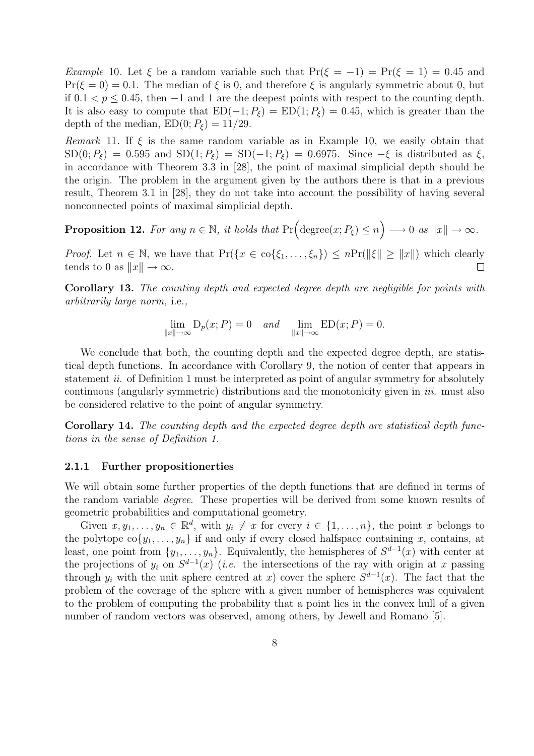*Example* 10. Let $\xi$ be a random variable such that $\Pr(\xi = -1) = \Pr(\xi = 1) = 0.45$ and $\Pr(\xi = 0) = 0.1$. The median of $\xi$ is 0, and therefore $\xi$ is angularly symmetric about 0, but if $0.1 < p \leq 0.45$, then $-1$ and 1 are the deepest points with respect to the counting depth. It is also easy to compute that $\mathrm{ED}(-1; P_\xi) = \mathrm{ED}(1; P_\xi) = 0.45$, which is greater than the depth of the median, $\mathrm{ED}(0; P_\xi) = 11/29$.

*Remark* 11. If $\xi$ is the same random variable as in Example 10, we easily obtain that $\mathrm{SD}(0; P_\xi) = 0.595$ and $\mathrm{SD}(1; P_\xi) = \mathrm{SD}(-1; P_\xi) = 0.6975$. Since $-\xi$ is distributed as $\xi$, in accordance with Theorem 3.3 in [28], the point of maximal simplicial depth should be the origin. The problem in the argument given by the authors there is that in a previous result, Theorem 3.1 in [28], they do not take into account the possibility of having several nonconnected points of maximal simplicial depth.

**Proposition 12.** *For any $n \in \mathbb{N}$, it holds that $\Pr\Big(\mathrm{degree}(x; P_\xi) \leq n\Big) \longrightarrow 0$ as $\|x\| \to \infty$.*

*Proof.* Let $n \in \mathbb{N}$, we have that $\Pr(\{x \in \mathrm{co}\{\xi_1, \ldots, \xi_n\}) \leq n\Pr(\|\xi\| \geq \|x\|)$ which clearly tends to 0 as $\|x\| \to \infty$. □

**Corollary 13.** *The counting depth and expected degree depth are negligible for points with arbitrarily large norm,* i.e.*,*

$$\lim_{\|x\| \to \infty} \mathrm{D}_p(x; P) = 0 \quad \text{and} \quad \lim_{\|x\| \to \infty} \mathrm{ED}(x; P) = 0.$$

We conclude that both, the counting depth and the expected degree depth, are statistical depth functions. In accordance with Corollary 9, the notion of center that appears in statement *ii.* of Definition 1 must be interpreted as point of angular symmetry for absolutely continuous (angularly symmetric) distributions and the monotonicity given in *iii.* must also be considered relative to the point of angular symmetry.

**Corollary 14.** *The counting depth and the expected degree depth are statistical depth functions in the sense of Definition 1.*

### 2.1.1 Further propositionerties

We will obtain some further properties of the depth functions that are defined in terms of the random variable *degree*. These properties will be derived from some known results of geometric probabilities and computational geometry.

Given $x, y_1, \ldots, y_n \in \mathbb{R}^d$, with $y_i \neq x$ for every $i \in \{1, \ldots, n\}$, the point $x$ belongs to the polytope $\mathrm{co}\{y_1, \ldots, y_n\}$ if and only if every closed halfspace containing $x$, contains, at least, one point from $\{y_1, \ldots, y_n\}$. Equivalently, the hemispheres of $S^{d-1}(x)$ with center at the projections of $y_i$ on $S^{d-1}(x)$ (*i.e.* the intersections of the ray with origin at $x$ passing through $y_i$ with the unit sphere centred at $x$) cover the sphere $S^{d-1}(x)$. The fact that the problem of the coverage of the sphere with a given number of hemispheres was equivalent to the problem of computing the probability that a point lies in the convex hull of a given number of random vectors was observed, among others, by Jewell and Romano [5].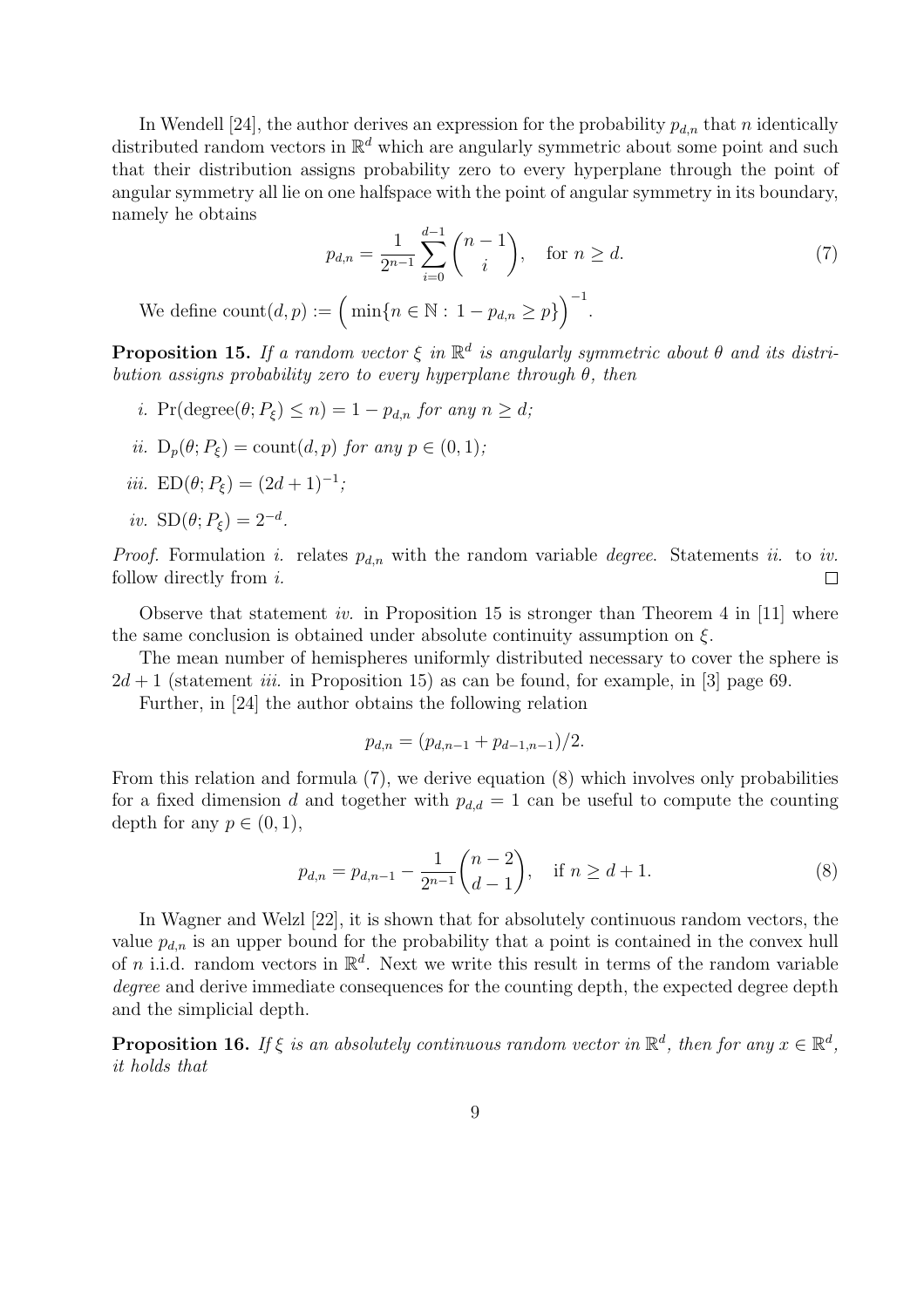In Wendell [24], the author derives an expression for the probability $p_{d,n}$ that $n$ identically distributed random vectors in $\mathbb{R}^d$ which are angularly symmetric about some point and such that their distribution assigns probability zero to every hyperplane through the point of angular symmetry all lie on one halfspace with the point of angular symmetry in its boundary, namely he obtains

$$p_{d,n} = \frac{1}{2^{n-1}} \sum_{i=0}^{d-1} \binom{n-1}{i}, \quad \text{for } n \geq d. \tag{7}$$

We define $\operatorname{count}(d,p) := \Big( \min\{n \in \mathbb{N} : 1 - p_{d,n} \geq p\} \Big)^{-1}$.

**Proposition 15.** *If a random vector $\xi$ in $\mathbb{R}^d$ is angularly symmetric about $\theta$ and its distribution assigns probability zero to every hyperplane through $\theta$, then*

*i.* $\Pr(\operatorname{degree}(\theta; P_\xi) \leq n) = 1 - p_{d,n}$ *for any $n \geq d$;*

*ii.* $\mathrm{D}_p(\theta; P_\xi) = \operatorname{count}(d,p)$ *for any $p \in (0,1)$;*

*iii.* $\mathrm{ED}(\theta; P_\xi) = (2d+1)^{-1}$*;*

*iv.* $\mathrm{SD}(\theta; P_\xi) = 2^{-d}$.

*Proof.* Formulation *i.* relates $p_{d,n}$ with the random variable *degree*. Statements *ii.* to *iv.* follow directly from *i.* □

Observe that statement *iv.* in Proposition 15 is stronger than Theorem 4 in [11] where the same conclusion is obtained under absolute continuity assumption on $\xi$.

The mean number of hemispheres uniformly distributed necessary to cover the sphere is $2d+1$ (statement *iii.* in Proposition 15) as can be found, for example, in [3] page 69.

Further, in [24] the author obtains the following relation

$$p_{d,n} = (p_{d,n-1} + p_{d-1,n-1})/2.$$

From this relation and formula (7), we derive equation (8) which involves only probabilities for a fixed dimension $d$ and together with $p_{d,d} = 1$ can be useful to compute the counting depth for any $p \in (0,1)$,

$$p_{d,n} = p_{d,n-1} - \frac{1}{2^{n-1}} \binom{n-2}{d-1}, \quad \text{if } n \geq d+1. \tag{8}$$

In Wagner and Welzl [22], it is shown that for absolutely continuous random vectors, the value $p_{d,n}$ is an upper bound for the probability that a point is contained in the convex hull of $n$ i.i.d. random vectors in $\mathbb{R}^d$. Next we write this result in terms of the random variable *degree* and derive immediate consequences for the counting depth, the expected degree depth and the simplicial depth.

**Proposition 16.** *If $\xi$ is an absolutely continuous random vector in $\mathbb{R}^d$, then for any $x \in \mathbb{R}^d$, it holds that*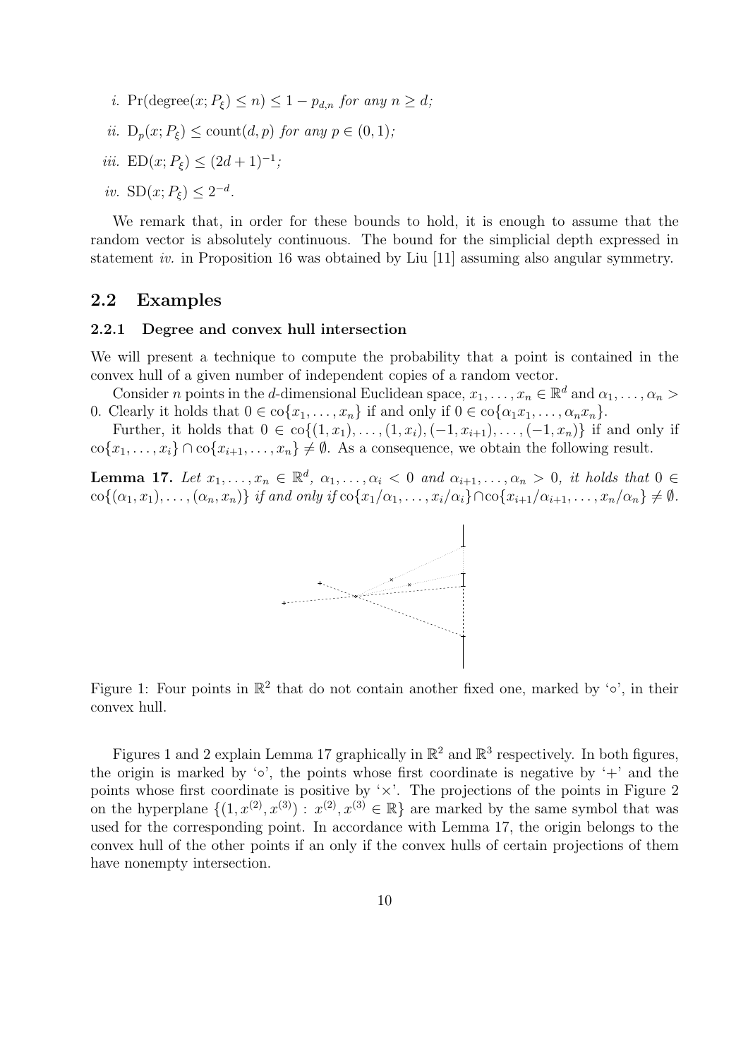*i.* $\Pr(\text{degree}(x; P_\xi) \le n) \le 1 - p_{d,n}$ *for any* $n \ge d$*;*

*ii.* $\mathrm{D}_p(x; P_\xi) \le \text{count}(d, p)$ *for any* $p \in (0, 1)$*;*

*iii.* $\mathrm{ED}(x; P_\xi) \le (2d + 1)^{-1}$*;*

*iv.* $\mathrm{SD}(x; P_\xi) \le 2^{-d}$.

We remark that, in order for these bounds to hold, it is enough to assume that the random vector is absolutely continuous. The bound for the simplicial depth expressed in statement *iv.* in Proposition 16 was obtained by Liu [11] assuming also angular symmetry.

## 2.2 Examples

### 2.2.1 Degree and convex hull intersection

We will present a technique to compute the probability that a point is contained in the convex hull of a given number of independent copies of a random vector.

Consider $n$ points in the $d$-dimensional Euclidean space, $x_1, \dots, x_n \in \mathbb{R}^d$ and $\alpha_1, \dots, \alpha_n > 0$. Clearly it holds that $0 \in \text{co}\{x_1, \dots, x_n\}$ if and only if $0 \in \text{co}\{\alpha_1 x_1, \dots, \alpha_n x_n\}$.

Further, it holds that $0 \in \text{co}\{(1, x_1), \dots, (1, x_i), (-1, x_{i+1}), \dots, (-1, x_n)\}$ if and only if $\text{co}\{x_1, \dots, x_i\} \cap \text{co}\{x_{i+1}, \dots, x_n\} \neq \emptyset$. As a consequence, we obtain the following result.

**Lemma 17.** *Let* $x_1, \dots, x_n \in \mathbb{R}^d$*,* $\alpha_1, \dots, \alpha_i < 0$ *and* $\alpha_{i+1}, \dots, \alpha_n > 0$*, it holds that* $0 \in \text{co}\{(\alpha_1, x_1), \dots, (\alpha_n, x_n)\}$ *if and only if* $\text{co}\{x_1/\alpha_1, \dots, x_i/\alpha_i\} \cap \text{co}\{x_{i+1}/\alpha_{i+1}, \dots, x_n/\alpha_n\} \neq \emptyset$*.*

Figure 1: Four points in $\mathbb{R}^2$ that do not contain another fixed one, marked by '∘', in their convex hull.

Figures 1 and 2 explain Lemma 17 graphically in $\mathbb{R}^2$ and $\mathbb{R}^3$ respectively. In both figures, the origin is marked by '∘', the points whose first coordinate is negative by '+' and the points whose first coordinate is positive by '×'. The projections of the points in Figure 2 on the hyperplane $\{(1, x^{(2)}, x^{(3)}) : x^{(2)}, x^{(3)} \in \mathbb{R}\}$ are marked by the same symbol that was used for the corresponding point. In accordance with Lemma 17, the origin belongs to the convex hull of the other points if an only if the convex hulls of certain projections of them have nonempty intersection.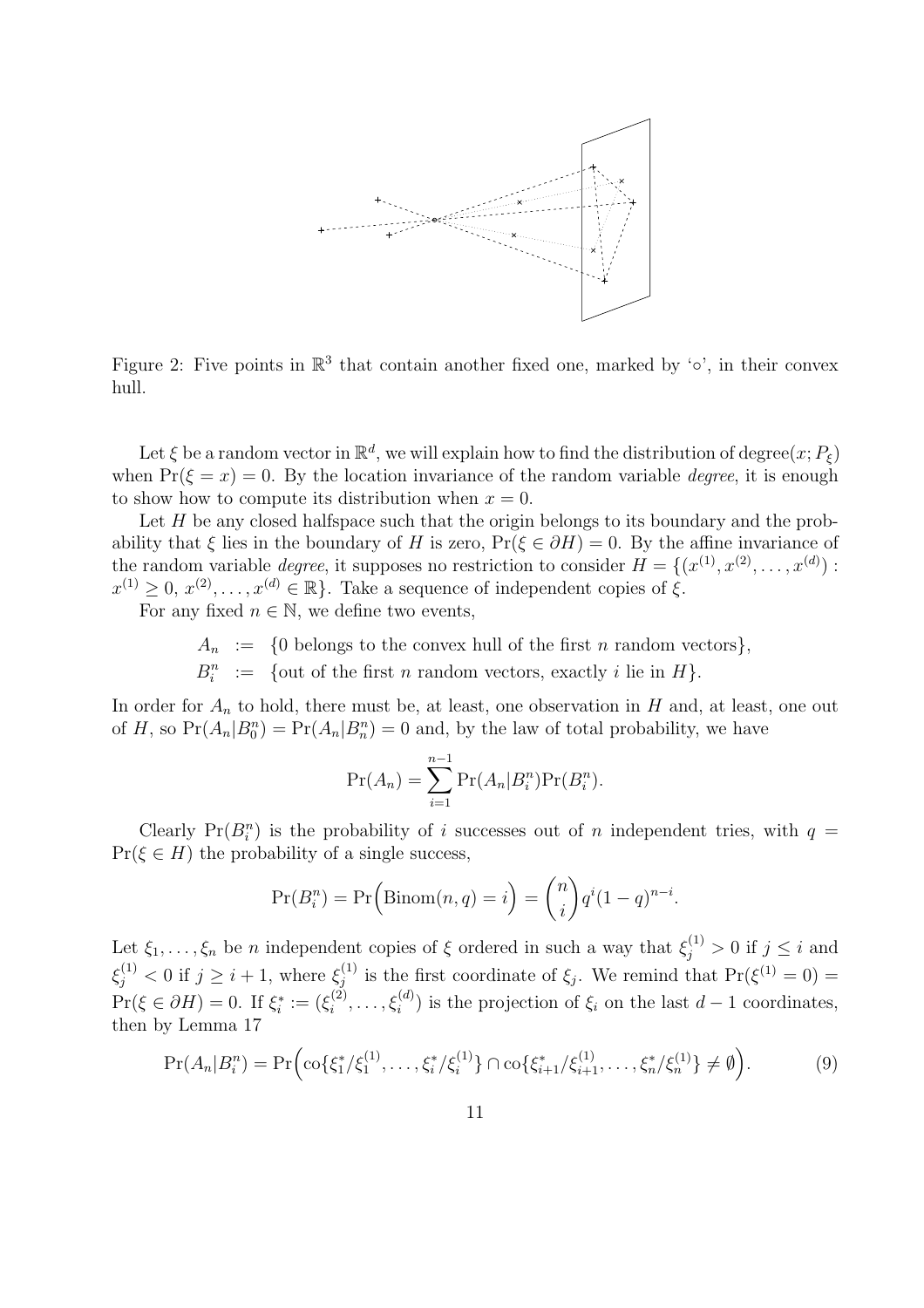Figure 2: Five points in $\mathbb{R}^3$ that contain another fixed one, marked by '$\circ$', in their convex hull.

Let $\xi$ be a random vector in $\mathbb{R}^d$, we will explain how to find the distribution of $\text{degree}(x; P_\xi)$ when $\Pr(\xi = x) = 0$. By the location invariance of the random variable *degree*, it is enough to show how to compute its distribution when $x = 0$.

Let $H$ be any closed halfspace such that the origin belongs to its boundary and the probability that $\xi$ lies in the boundary of $H$ is zero, $\Pr(\xi \in \partial H) = 0$. By the affine invariance of the random variable *degree*, it supposes no restriction to consider $H = \{(x^{(1)}, x^{(2)}, \ldots, x^{(d)}) : x^{(1)} \geq 0,\ x^{(2)}, \ldots, x^{(d)} \in \mathbb{R}\}$. Take a sequence of independent copies of $\xi$.

For any fixed $n \in \mathbb{N}$, we define two events,

$$
\begin{aligned}
A_n &:= \{0 \text{ belongs to the convex hull of the first } n \text{ random vectors}\}, \\
B_i^n &:= \{\text{out of the first } n \text{ random vectors, exactly } i \text{ lie in } H\}.
\end{aligned}
$$

In order for $A_n$ to hold, there must be, at least, one observation in $H$ and, at least, one out of $H$, so $\Pr(A_n | B_0^n) = \Pr(A_n | B_n^n) = 0$ and, by the law of total probability, we have

$$
\Pr(A_n) = \sum_{i=1}^{n-1} \Pr(A_n | B_i^n) \Pr(B_i^n).
$$

Clearly $\Pr(B_i^n)$ is the probability of $i$ successes out of $n$ independent tries, with $q = \Pr(\xi \in H)$ the probability of a single success,

$$
\Pr(B_i^n) = \Pr\Big(\text{Binom}(n, q) = i\Big) = \binom{n}{i} q^i (1-q)^{n-i}.
$$

Let $\xi_1, \ldots, \xi_n$ be $n$ independent copies of $\xi$ ordered in such a way that $\xi_j^{(1)} > 0$ if $j \leq i$ and $\xi_j^{(1)} < 0$ if $j \geq i+1$, where $\xi_j^{(1)}$ is the first coordinate of $\xi_j$. We remind that $\Pr(\xi^{(1)} = 0) = \Pr(\xi \in \partial H) = 0$. If $\xi_i^* := (\xi_i^{(2)}, \ldots, \xi_i^{(d)})$ is the projection of $\xi_i$ on the last $d-1$ coordinates, then by Lemma 17

$$
\Pr(A_n | B_i^n) = \Pr\Big(\text{co}\{\xi_1^*/\xi_1^{(1)}, \ldots, \xi_i^*/\xi_i^{(1)}\} \cap \text{co}\{\xi_{i+1}^*/\xi_{i+1}^{(1)}, \ldots, \xi_n^*/\xi_n^{(1)}\} \neq \emptyset\Big). \tag{9}
$$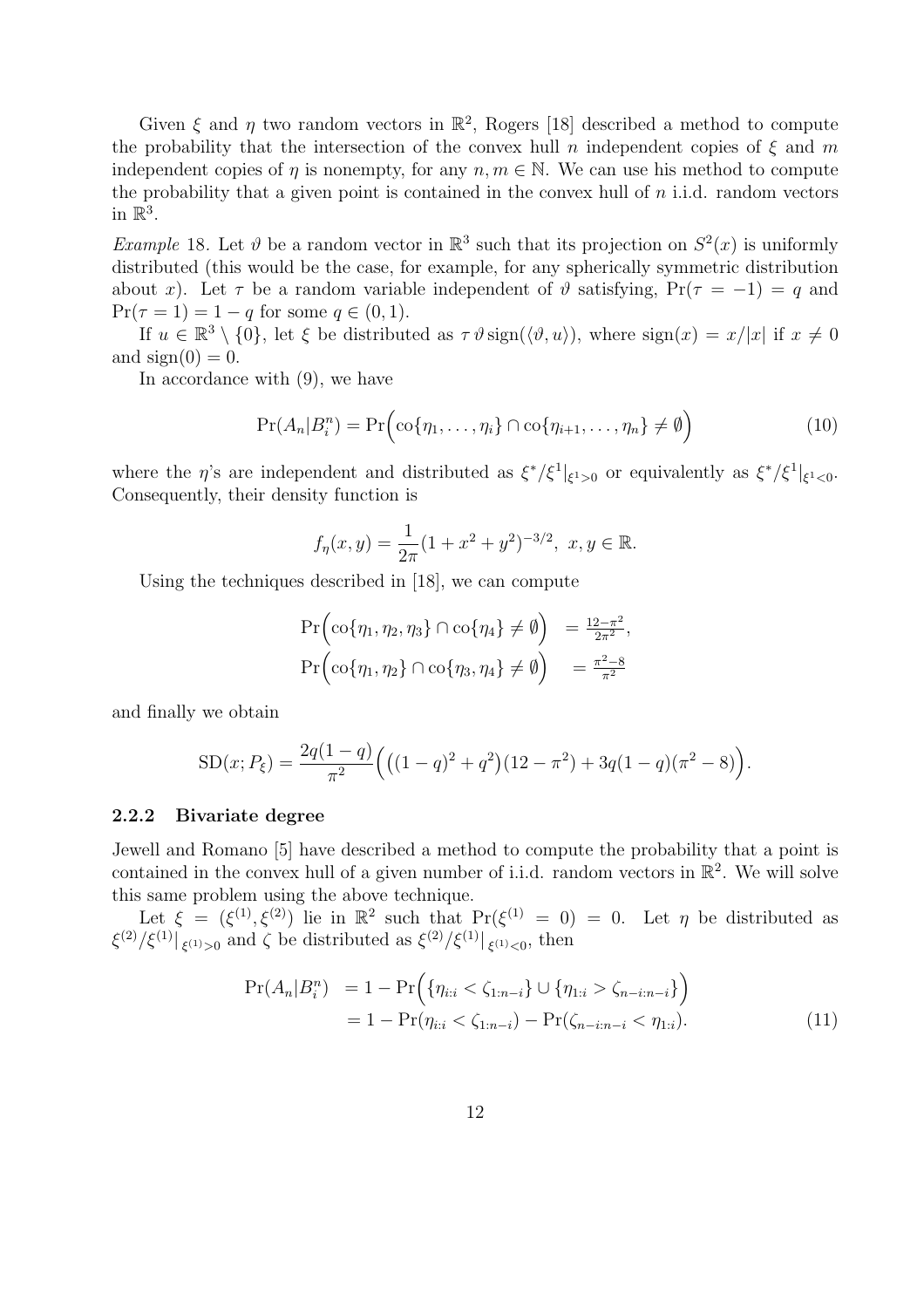Given $\xi$ and $\eta$ two random vectors in $\mathbb{R}^2$, Rogers [18] described a method to compute the probability that the intersection of the convex hull $n$ independent copies of $\xi$ and $m$ independent copies of $\eta$ is nonempty, for any $n, m \in \mathbb{N}$. We can use his method to compute the probability that a given point is contained in the convex hull of $n$ i.i.d. random vectors in $\mathbb{R}^3$.

*Example* 18. Let $\vartheta$ be a random vector in $\mathbb{R}^3$ such that its projection on $S^2(x)$ is uniformly distributed (this would be the case, for example, for any spherically symmetric distribution about $x$). Let $\tau$ be a random variable independent of $\vartheta$ satisfying, $\Pr(\tau = -1) = q$ and $\Pr(\tau = 1) = 1 - q$ for some $q \in (0, 1)$.

If $u \in \mathbb{R}^3 \setminus \{0\}$, let $\xi$ be distributed as $\tau\, \vartheta\, \mathrm{sign}(\langle \vartheta, u \rangle)$, where $\mathrm{sign}(x) = x/|x|$ if $x \neq 0$ and $\mathrm{sign}(0) = 0$.

In accordance with (9), we have

$$\Pr(A_n | B_i^n) = \Pr\Big(\mathrm{co}\{\eta_1, \ldots, \eta_i\} \cap \mathrm{co}\{\eta_{i+1}, \ldots, \eta_n\} \neq \emptyset\Big) \tag{10}$$

where the $\eta$'s are independent and distributed as $\xi^*/\xi^1|_{\xi^1>0}$ or equivalently as $\xi^*/\xi^1|_{\xi^1<0}$. Consequently, their density function is

$$f_\eta(x, y) = \frac{1}{2\pi}(1 + x^2 + y^2)^{-3/2}, \ x, y \in \mathbb{R}.$$

Using the techniques described in [18], we can compute

$$\begin{aligned}
\Pr\Big(\mathrm{co}\{\eta_1, \eta_2, \eta_3\} \cap \mathrm{co}\{\eta_4\} \neq \emptyset\Big) &= \tfrac{12-\pi^2}{2\pi^2}, \\
\Pr\Big(\mathrm{co}\{\eta_1, \eta_2\} \cap \mathrm{co}\{\eta_3, \eta_4\} \neq \emptyset\Big) &= \tfrac{\pi^2-8}{\pi^2}
\end{aligned}$$

and finally we obtain

$$\mathrm{SD}(x; P_\xi) = \frac{2q(1-q)}{\pi^2}\Big(\big((1-q)^2 + q^2\big)(12 - \pi^2) + 3q(1-q)(\pi^2 - 8)\Big).$$

### 2.2.2 Bivariate degree

Jewell and Romano [5] have described a method to compute the probability that a point is contained in the convex hull of a given number of i.i.d. random vectors in $\mathbb{R}^2$. We will solve this same problem using the above technique.

Let $\xi = (\xi^{(1)}, \xi^{(2)})$ lie in $\mathbb{R}^2$ such that $\Pr(\xi^{(1)} = 0) = 0$. Let $\eta$ be distributed as $\xi^{(2)}/\xi^{(1)}|_{\xi^{(1)}>0}$ and $\zeta$ be distributed as $\xi^{(2)}/\xi^{(1)}|_{\xi^{(1)}<0}$, then

$$\begin{aligned}
\Pr(A_n | B_i^n) &= 1 - \Pr\Big(\{\eta_{i:i} < \zeta_{1:n-i}\} \cup \{\eta_{1:i} > \zeta_{n-i:n-i}\}\Big) \\
&= 1 - \Pr(\eta_{i:i} < \zeta_{1:n-i}) - \Pr(\zeta_{n-i:n-i} < \eta_{1:i}).
\end{aligned} \tag{11}$$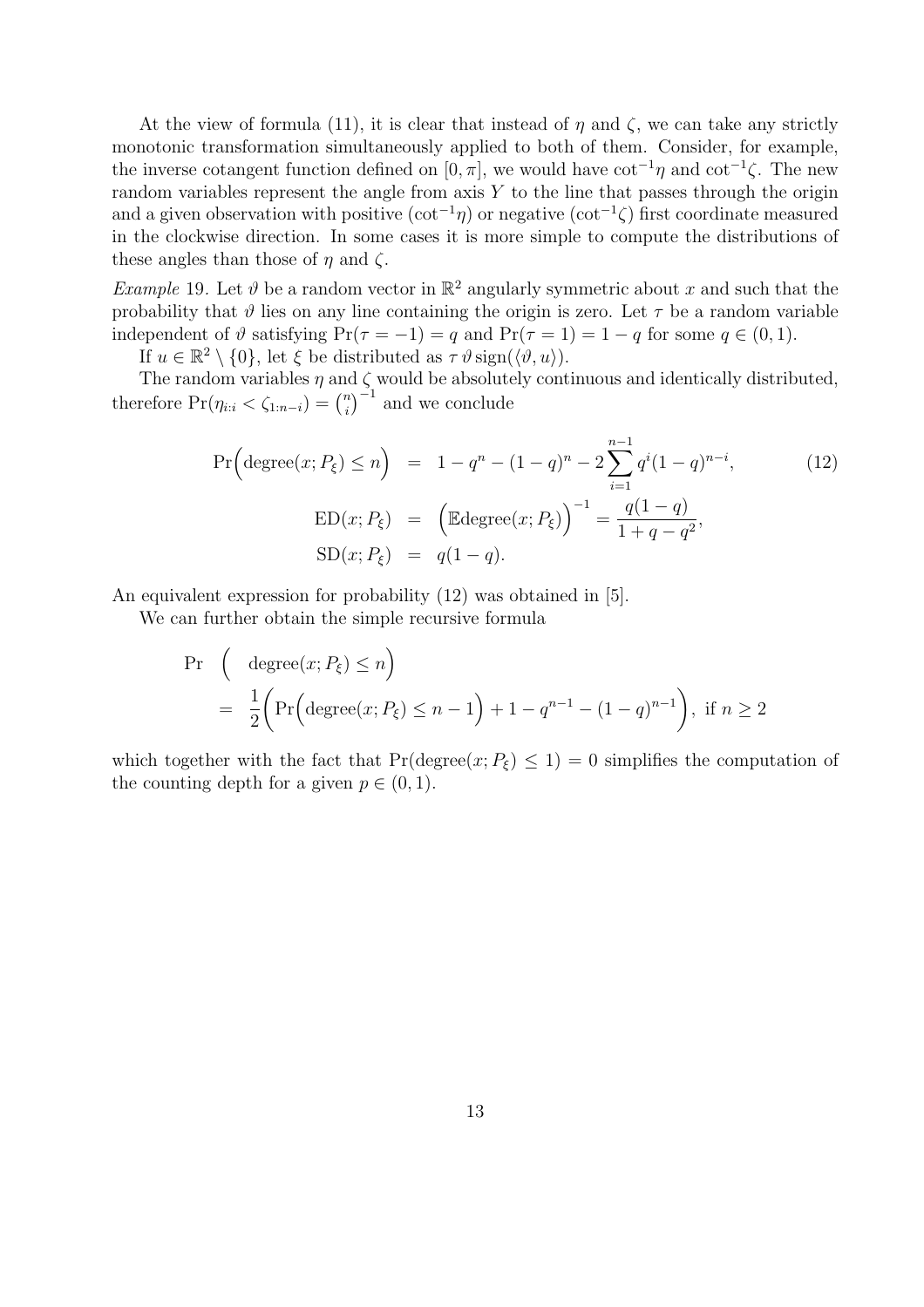At the view of formula (11), it is clear that instead of $\eta$ and $\zeta$, we can take any strictly monotonic transformation simultaneously applied to both of them. Consider, for example, the inverse cotangent function defined on $[0, \pi]$, we would have $\cot^{-1}\eta$ and $\cot^{-1}\zeta$. The new random variables represent the angle from axis $Y$ to the line that passes through the origin and a given observation with positive ($\cot^{-1}\eta$) or negative ($\cot^{-1}\zeta$) first coordinate measured in the clockwise direction. In some cases it is more simple to compute the distributions of these angles than those of $\eta$ and $\zeta$.

*Example* 19. Let $\vartheta$ be a random vector in $\mathbb{R}^2$ angularly symmetric about $x$ and such that the probability that $\vartheta$ lies on any line containing the origin is zero. Let $\tau$ be a random variable independent of $\vartheta$ satisfying $\Pr(\tau = -1) = q$ and $\Pr(\tau = 1) = 1 - q$ for some $q \in (0, 1)$.

If $u \in \mathbb{R}^2 \setminus \{0\}$, let $\xi$ be distributed as $\tau\, \vartheta \operatorname{sign}(\langle \vartheta, u \rangle)$.

The random variables $\eta$ and $\zeta$ would be absolutely continuous and identically distributed, therefore $\Pr(\eta_{i:i} < \zeta_{1:n-i}) = \binom{n}{i}^{-1}$ and we conclude

$$
\begin{aligned}
\Pr\Big(\text{degree}(x; P_\xi) \le n\Big) &= 1 - q^n - (1-q)^n - 2\sum_{i=1}^{n-1} q^i (1-q)^{n-i}, \qquad (12)\\
\text{ED}(x; P_\xi) &= \Big(\mathbb{E}\text{degree}(x; P_\xi)\Big)^{-1} = \frac{q(1-q)}{1+q-q^2},\\
\text{SD}(x; P_\xi) &= q(1-q).
\end{aligned}
$$

An equivalent expression for probability (12) was obtained in [5].

We can further obtain the simple recursive formula

$$
\begin{aligned}
\Pr &\Big( \text{degree}(x; P_\xi) \le n\Big)\\
&= \frac{1}{2}\Big(\Pr\Big(\text{degree}(x; P_\xi) \le n-1\Big) + 1 - q^{n-1} - (1-q)^{n-1}\Big), \text{ if } n \ge 2
\end{aligned}
$$

which together with the fact that $\Pr(\text{degree}(x; P_\xi) \le 1) = 0$ simplifies the computation of the counting depth for a given $p \in (0, 1)$.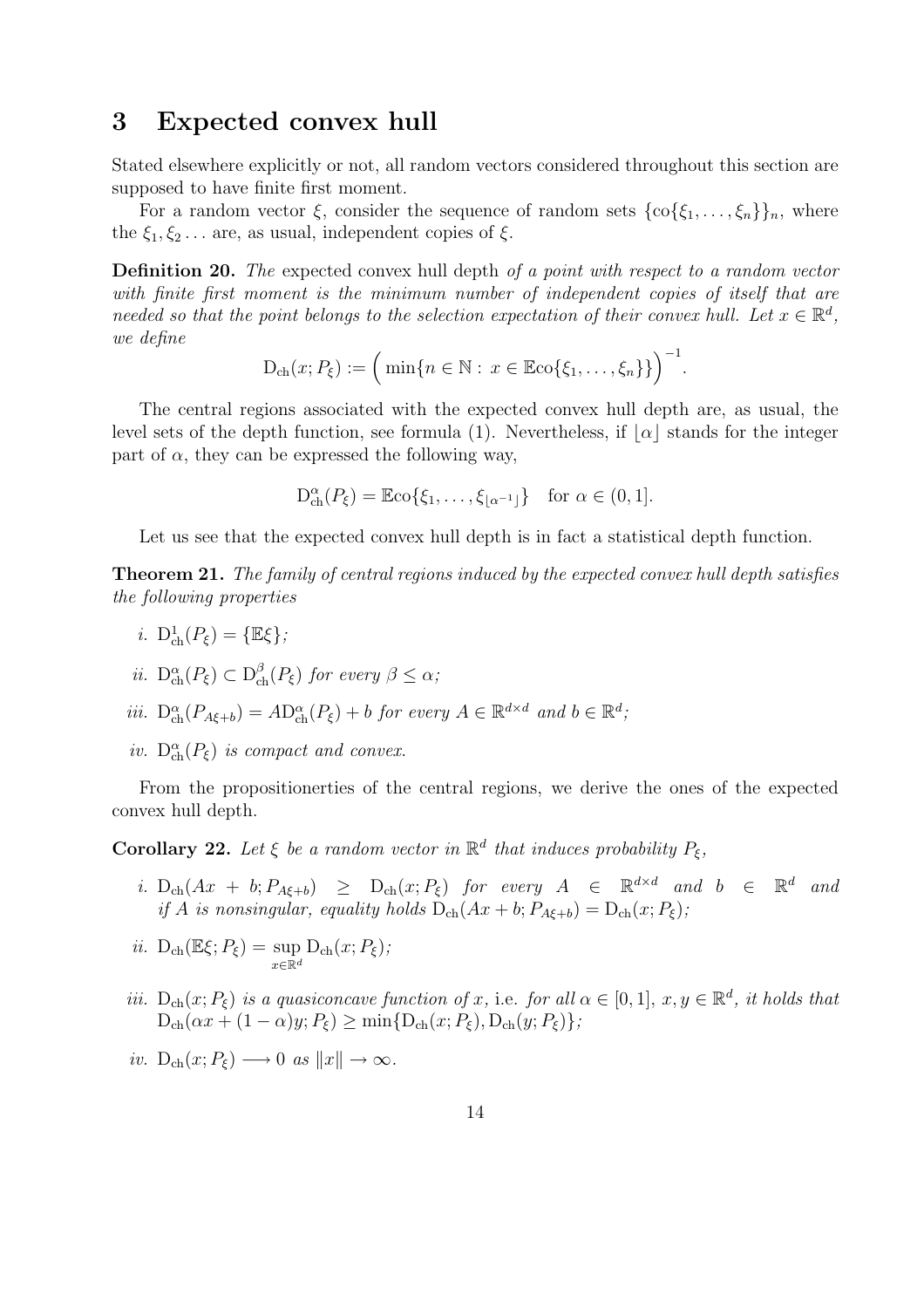# 3 Expected convex hull

Stated elsewhere explicitly or not, all random vectors considered throughout this section are supposed to have finite first moment.

For a random vector $\xi$, consider the sequence of random sets $\{\mathrm{co}\{\xi_1, \ldots, \xi_n\}\}_n$, where the $\xi_1, \xi_2 \ldots$ are, as usual, independent copies of $\xi$.

**Definition 20.** *The* expected convex hull depth *of a point with respect to a random vector with finite first moment is the minimum number of independent copies of itself that are needed so that the point belongs to the selection expectation of their convex hull. Let $x \in \mathbb{R}^d$, we define*

$$\mathrm{D}_{\mathrm{ch}}(x; P_\xi) := \Big( \min\{n \in \mathbb{N} : x \in \mathbb{E}\mathrm{co}\{\xi_1, \ldots, \xi_n\}\} \Big)^{-1}.$$

The central regions associated with the expected convex hull depth are, as usual, the level sets of the depth function, see formula (1). Nevertheless, if $\lfloor \alpha \rfloor$ stands for the integer part of $\alpha$, they can be expressed the following way,

$$\mathrm{D}^{\alpha}_{\mathrm{ch}}(P_\xi) = \mathbb{E}\mathrm{co}\{\xi_1, \ldots, \xi_{\lfloor \alpha^{-1} \rfloor}\} \quad \text{for } \alpha \in (0, 1].$$

Let us see that the expected convex hull depth is in fact a statistical depth function.

**Theorem 21.** *The family of central regions induced by the expected convex hull depth satisfies the following properties*

*i.* $\mathrm{D}^{1}_{\mathrm{ch}}(P_\xi) = \{\mathbb{E}\xi\}$*;*

*ii.* $\mathrm{D}^{\alpha}_{\mathrm{ch}}(P_\xi) \subset \mathrm{D}^{\beta}_{\mathrm{ch}}(P_\xi)$ *for every* $\beta \leq \alpha$*;*

*iii.* $\mathrm{D}^{\alpha}_{\mathrm{ch}}(P_{A\xi+b}) = A\mathrm{D}^{\alpha}_{\mathrm{ch}}(P_\xi) + b$ *for every* $A \in \mathbb{R}^{d \times d}$ *and* $b \in \mathbb{R}^d$*;*

*iv.* $\mathrm{D}^{\alpha}_{\mathrm{ch}}(P_\xi)$ *is compact and convex.*

From the propositionerties of the central regions, we derive the ones of the expected convex hull depth.

**Corollary 22.** *Let $\xi$ be a random vector in $\mathbb{R}^d$ that induces probability $P_\xi$,*

*i.* $\mathrm{D}_{\mathrm{ch}}(Ax + b; P_{A\xi+b}) \geq \mathrm{D}_{\mathrm{ch}}(x; P_\xi)$ *for every* $A \in \mathbb{R}^{d \times d}$ *and* $b \in \mathbb{R}^d$ *and if $A$ is nonsingular, equality holds* $\mathrm{D}_{\mathrm{ch}}(Ax + b; P_{A\xi+b}) = \mathrm{D}_{\mathrm{ch}}(x; P_\xi)$*;*

*ii.* $\mathrm{D}_{\mathrm{ch}}(\mathbb{E}\xi; P_\xi) = \sup_{x \in \mathbb{R}^d} \mathrm{D}_{\mathrm{ch}}(x; P_\xi)$*;*

*iii.* $\mathrm{D}_{\mathrm{ch}}(x; P_\xi)$ *is a quasiconcave function of $x$,* i.e. *for all $\alpha \in [0, 1]$, $x, y \in \mathbb{R}^d$, it holds that* $\mathrm{D}_{\mathrm{ch}}(\alpha x + (1 - \alpha)y; P_\xi) \geq \min\{\mathrm{D}_{\mathrm{ch}}(x; P_\xi), \mathrm{D}_{\mathrm{ch}}(y; P_\xi)\}$*;*

*iv.* $\mathrm{D}_{\mathrm{ch}}(x; P_\xi) \longrightarrow 0$ *as* $\|x\| \to \infty$*.*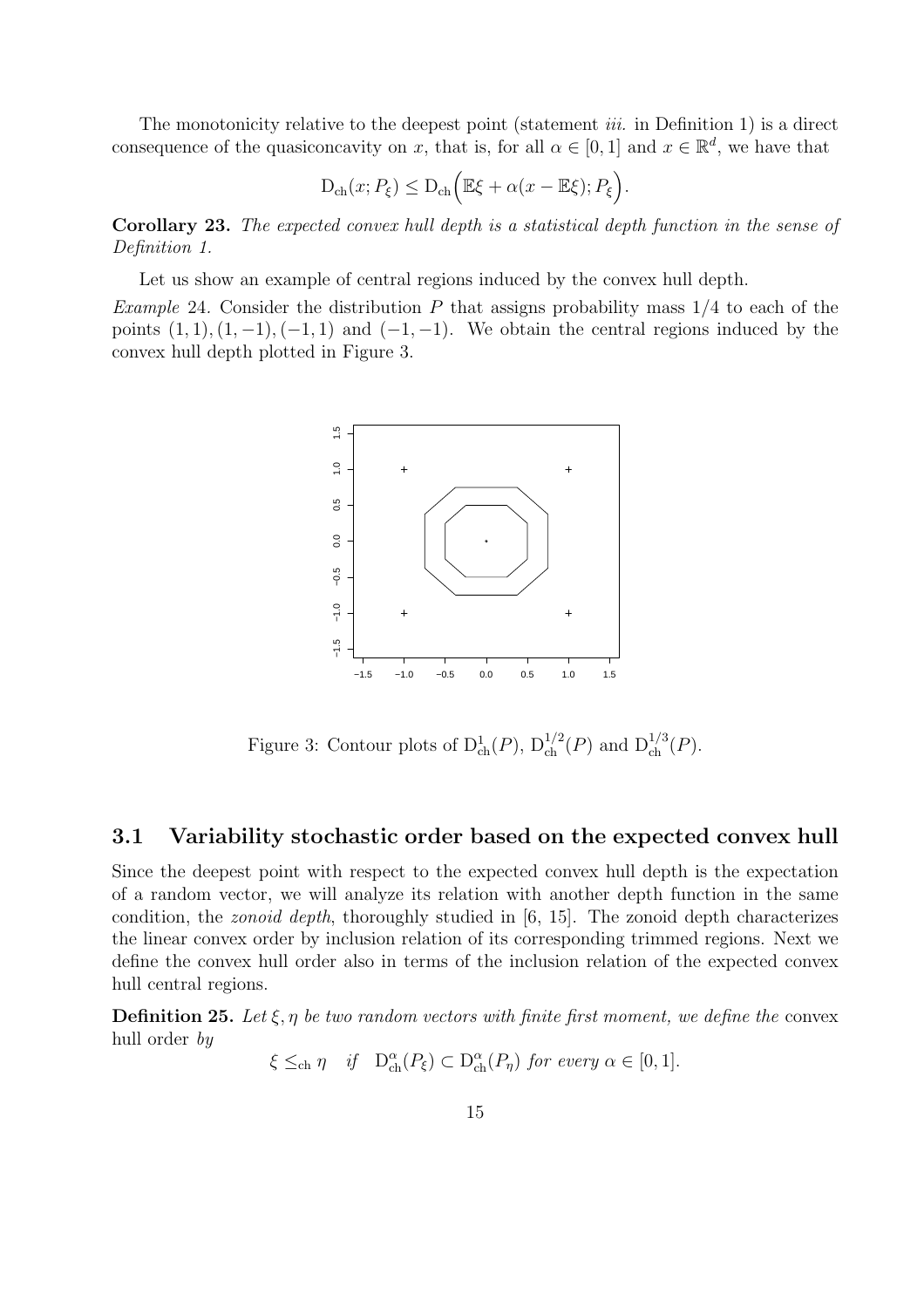The monotonicity relative to the deepest point (statement *iii.* in Definition 1) is a direct consequence of the quasiconcavity on $x$, that is, for all $\alpha \in [0,1]$ and $x \in \mathbb{R}^d$, we have that

$$\mathrm{D_{ch}}(x; P_\xi) \le \mathrm{D_{ch}}\Big(\mathbb{E}\xi + \alpha(x - \mathbb{E}\xi); P_\xi\Big).$$

**Corollary 23.** *The expected convex hull depth is a statistical depth function in the sense of Definition 1.*

Let us show an example of central regions induced by the convex hull depth.

*Example* 24. Consider the distribution $P$ that assigns probability mass $1/4$ to each of the points $(1,1), (1,-1), (-1,1)$ and $(-1,-1)$. We obtain the central regions induced by the convex hull depth plotted in Figure 3.

Figure 3: Contour plots of $\mathrm{D}^1_{\mathrm{ch}}(P)$, $\mathrm{D}^{1/2}_{\mathrm{ch}}(P)$ and $\mathrm{D}^{1/3}_{\mathrm{ch}}(P)$.

## 3.1 Variability stochastic order based on the expected convex hull

Since the deepest point with respect to the expected convex hull depth is the expectation of a random vector, we will analyze its relation with another depth function in the same condition, the *zonoid depth*, thoroughly studied in [6, 15]. The zonoid depth characterizes the linear convex order by inclusion relation of its corresponding trimmed regions. Next we define the convex hull order also in terms of the inclusion relation of the expected convex hull central regions.

**Definition 25.** *Let $\xi, \eta$ be two random vectors with finite first moment, we define the* convex hull order *by*

$$\xi \le_{\mathrm{ch}} \eta \quad \textit{if} \quad \mathrm{D}^\alpha_{\mathrm{ch}}(P_\xi) \subset \mathrm{D}^\alpha_{\mathrm{ch}}(P_\eta) \textit{ for every } \alpha \in [0,1].$$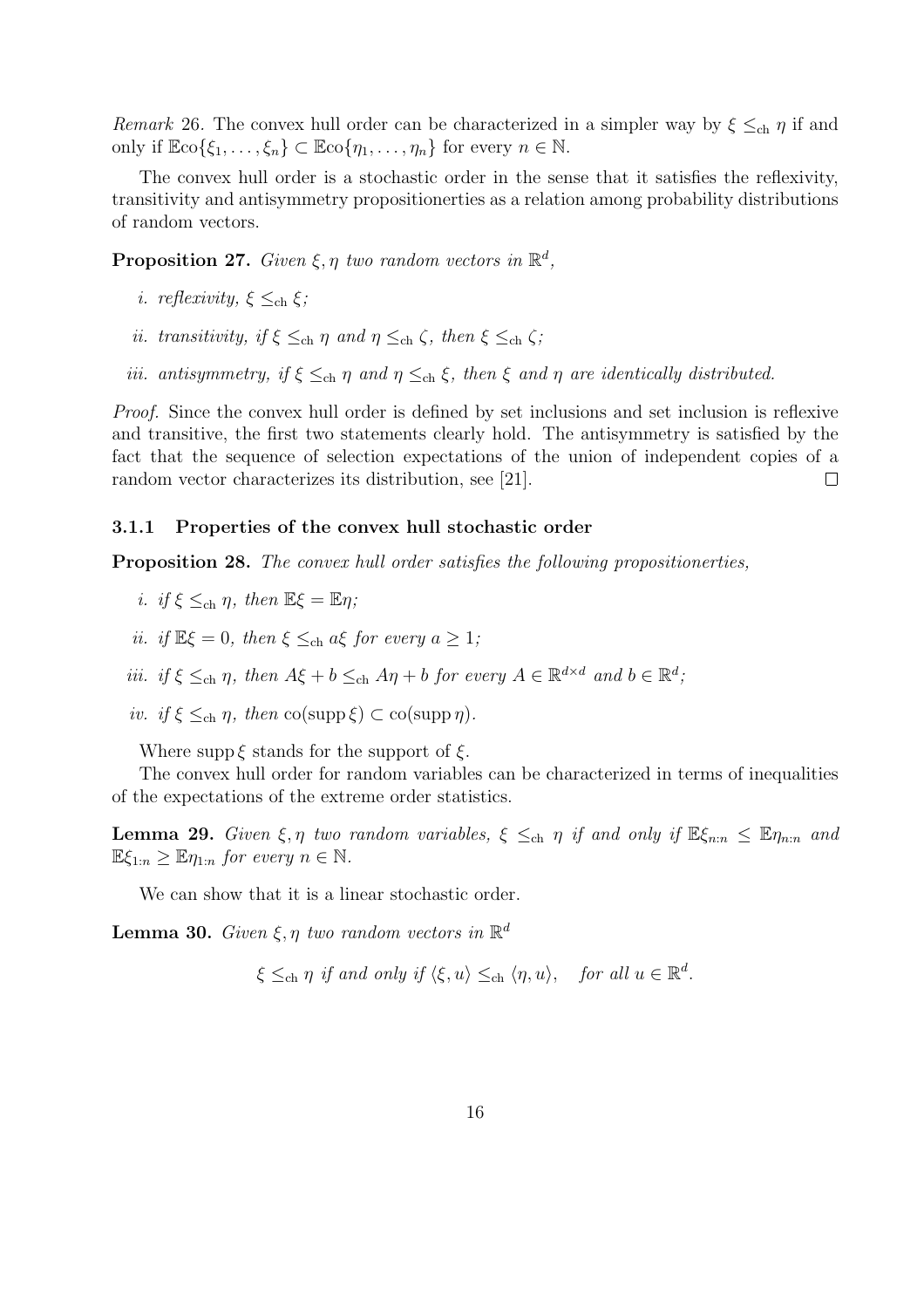*Remark* 26. The convex hull order can be characterized in a simpler way by $\xi \leq_{\mathrm{ch}} \eta$ if and only if $\mathbb{E}\mathrm{co}\{\xi_1, \dots, \xi_n\} \subset \mathbb{E}\mathrm{co}\{\eta_1, \dots, \eta_n\}$ for every $n \in \mathbb{N}$.

The convex hull order is a stochastic order in the sense that it satisfies the reflexivity, transitivity and antisymmetry propositionerties as a relation among probability distributions of random vectors.

**Proposition 27.** *Given $\xi, \eta$ two random vectors in $\mathbb{R}^d$,*

*i. reflexivity, $\xi \leq_{\mathrm{ch}} \xi$;*

*ii. transitivity, if $\xi \leq_{\mathrm{ch}} \eta$ and $\eta \leq_{\mathrm{ch}} \zeta$, then $\xi \leq_{\mathrm{ch}} \zeta$;*

*iii. antisymmetry, if $\xi \leq_{\mathrm{ch}} \eta$ and $\eta \leq_{\mathrm{ch}} \xi$, then $\xi$ and $\eta$ are identically distributed.*

*Proof.* Since the convex hull order is defined by set inclusions and set inclusion is reflexive and transitive, the first two statements clearly hold. The antisymmetry is satisfied by the fact that the sequence of selection expectations of the union of independent copies of a random vector characterizes its distribution, see [21]. □

### 3.1.1 Properties of the convex hull stochastic order

**Proposition 28.** *The convex hull order satisfies the following propositionerties,*

*i. if $\xi \leq_{\mathrm{ch}} \eta$, then $\mathbb{E}\xi = \mathbb{E}\eta$;*

*ii. if $\mathbb{E}\xi = 0$, then $\xi \leq_{\mathrm{ch}} a\xi$ for every $a \geq 1$;*

*iii. if $\xi \leq_{\mathrm{ch}} \eta$, then $A\xi + b \leq_{\mathrm{ch}} A\eta + b$ for every $A \in \mathbb{R}^{d \times d}$ and $b \in \mathbb{R}^d$;*

*iv. if $\xi \leq_{\mathrm{ch}} \eta$, then $\mathrm{co}(\mathrm{supp}\,\xi) \subset \mathrm{co}(\mathrm{supp}\,\eta)$.*

Where $\mathrm{supp}\,\xi$ stands for the support of $\xi$.

The convex hull order for random variables can be characterized in terms of inequalities of the expectations of the extreme order statistics.

**Lemma 29.** *Given $\xi, \eta$ two random variables, $\xi \leq_{\mathrm{ch}} \eta$ if and only if $\mathbb{E}\xi_{n:n} \leq \mathbb{E}\eta_{n:n}$ and $\mathbb{E}\xi_{1:n} \geq \mathbb{E}\eta_{1:n}$ for every $n \in \mathbb{N}$.*

We can show that it is a linear stochastic order.

**Lemma 30.** *Given $\xi, \eta$ two random vectors in $\mathbb{R}^d$*

$$\xi \leq_{\mathrm{ch}} \eta \text{ if and only if } \langle \xi, u \rangle \leq_{\mathrm{ch}} \langle \eta, u \rangle, \quad \text{for all } u \in \mathbb{R}^d.$$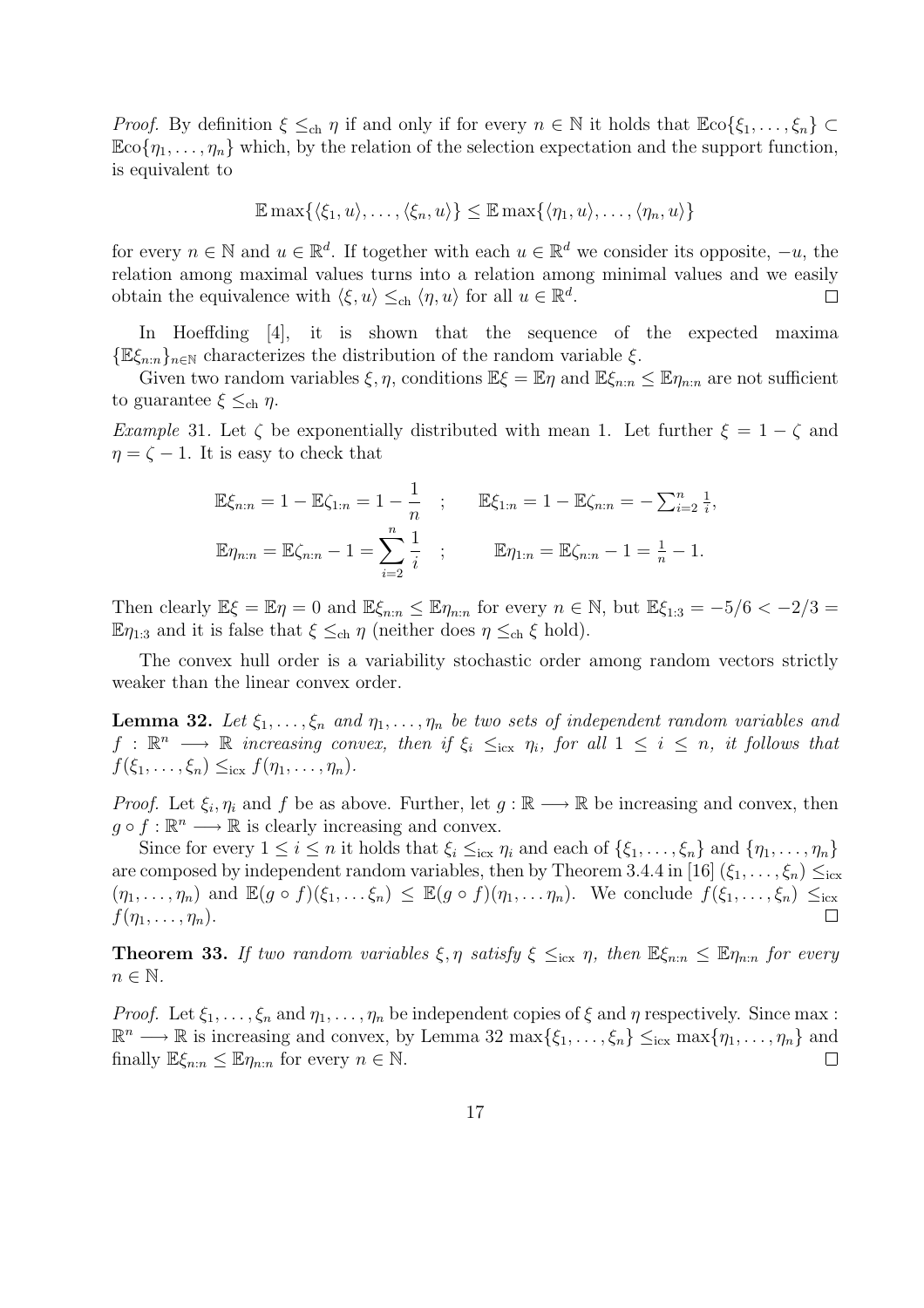*Proof.* By definition $\xi \leq_{\text{ch}} \eta$ if and only if for every $n \in \mathbb{N}$ it holds that $\mathbb{E}\text{co}\{\xi_1, \ldots, \xi_n\} \subset \mathbb{E}\text{co}\{\eta_1, \ldots, \eta_n\}$ which, by the relation of the selection expectation and the support function, is equivalent to

$$\mathbb{E} \max\{\langle \xi_1, u\rangle, \ldots, \langle \xi_n, u\rangle\} \leq \mathbb{E} \max\{\langle \eta_1, u\rangle, \ldots, \langle \eta_n, u\rangle\}$$

for every $n \in \mathbb{N}$ and $u \in \mathbb{R}^d$. If together with each $u \in \mathbb{R}^d$ we consider its opposite, $-u$, the relation among maximal values turns into a relation among minimal values and we easily obtain the equivalence with $\langle \xi, u\rangle \leq_{\text{ch}} \langle \eta, u\rangle$ for all $u \in \mathbb{R}^d$. □

In Hoeffding [4], it is shown that the sequence of the expected maxima $\{\mathbb{E}\xi_{n:n}\}_{n\in\mathbb{N}}$ characterizes the distribution of the random variable $\xi$.

Given two random variables $\xi, \eta$, conditions $\mathbb{E}\xi = \mathbb{E}\eta$ and $\mathbb{E}\xi_{n:n} \leq \mathbb{E}\eta_{n:n}$ are not sufficient to guarantee $\xi \leq_{\text{ch}} \eta$.

*Example* 31. Let $\zeta$ be exponentially distributed with mean 1. Let further $\xi = 1 - \zeta$ and $\eta = \zeta - 1$. It is easy to check that

$$\mathbb{E}\xi_{n:n} = 1 - \mathbb{E}\zeta_{1:n} = 1 - \frac{1}{n} \quad ; \qquad \mathbb{E}\xi_{1:n} = 1 - \mathbb{E}\zeta_{n:n} = -\sum_{i=2}^{n} \tfrac{1}{i},$$
$$\mathbb{E}\eta_{n:n} = \mathbb{E}\zeta_{n:n} - 1 = \sum_{i=2}^{n} \frac{1}{i} \quad ; \qquad \mathbb{E}\eta_{1:n} = \mathbb{E}\zeta_{n:n} - 1 = \tfrac{1}{n} - 1.$$

Then clearly $\mathbb{E}\xi = \mathbb{E}\eta = 0$ and $\mathbb{E}\xi_{n:n} \leq \mathbb{E}\eta_{n:n}$ for every $n \in \mathbb{N}$, but $\mathbb{E}\xi_{1:3} = -5/6 < -2/3 = \mathbb{E}\eta_{1:3}$ and it is false that $\xi \leq_{\text{ch}} \eta$ (neither does $\eta \leq_{\text{ch}} \xi$ hold).

The convex hull order is a variability stochastic order among random vectors strictly weaker than the linear convex order.

**Lemma 32.** *Let $\xi_1, \ldots, \xi_n$ and $\eta_1, \ldots, \eta_n$ be two sets of independent random variables and $f : \mathbb{R}^n \longrightarrow \mathbb{R}$ increasing convex, then if $\xi_i \leq_{\text{icx}} \eta_i$, for all $1 \leq i \leq n$, it follows that $f(\xi_1, \ldots, \xi_n) \leq_{\text{icx}} f(\eta_1, \ldots, \eta_n)$.*

*Proof.* Let $\xi_i, \eta_i$ and $f$ be as above. Further, let $g : \mathbb{R} \longrightarrow \mathbb{R}$ be increasing and convex, then $g \circ f : \mathbb{R}^n \longrightarrow \mathbb{R}$ is clearly increasing and convex.

Since for every $1 \leq i \leq n$ it holds that $\xi_i \leq_{\text{icx}} \eta_i$ and each of $\{\xi_1, \ldots, \xi_n\}$ and $\{\eta_1, \ldots, \eta_n\}$ are composed by independent random variables, then by Theorem 3.4.4 in [16] $(\xi_1, \ldots, \xi_n) \leq_{\text{icx}} (\eta_1, \ldots, \eta_n)$ and $\mathbb{E}(g \circ f)(\xi_1, \ldots \xi_n) \leq \mathbb{E}(g \circ f)(\eta_1, \ldots \eta_n)$. We conclude $f(\xi_1, \ldots, \xi_n) \leq_{\text{icx}} f(\eta_1, \ldots, \eta_n)$. □

**Theorem 33.** *If two random variables $\xi, \eta$ satisfy $\xi \leq_{\text{icx}} \eta$, then $\mathbb{E}\xi_{n:n} \leq \mathbb{E}\eta_{n:n}$ for every $n \in \mathbb{N}$.*

*Proof.* Let $\xi_1, \ldots, \xi_n$ and $\eta_1, \ldots, \eta_n$ be independent copies of $\xi$ and $\eta$ respectively. Since $\max : \mathbb{R}^n \longrightarrow \mathbb{R}$ is increasing and convex, by Lemma 32 $\max\{\xi_1, \ldots, \xi_n\} \leq_{\text{icx}} \max\{\eta_1, \ldots, \eta_n\}$ and finally $\mathbb{E}\xi_{n:n} \leq \mathbb{E}\eta_{n:n}$ for every $n \in \mathbb{N}$. □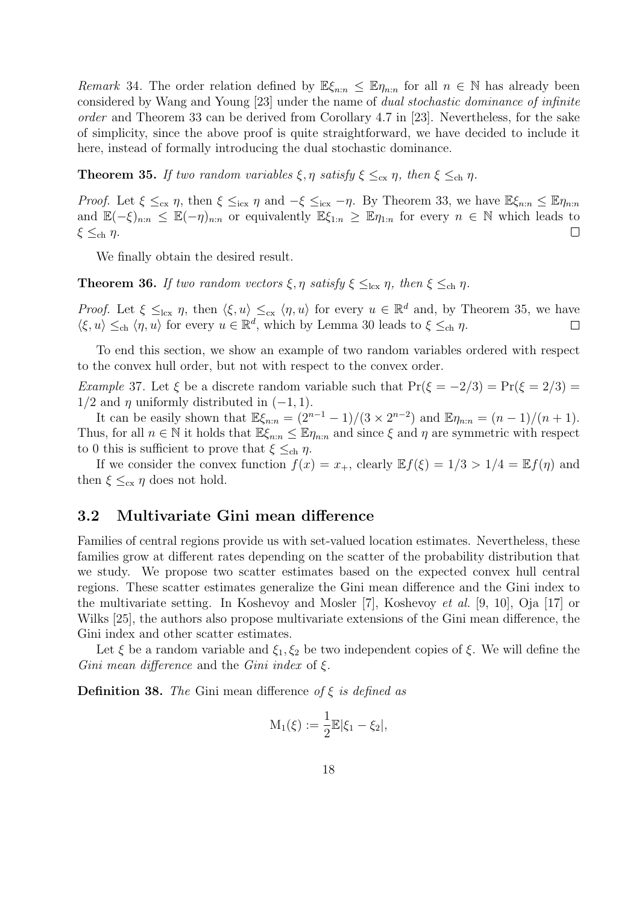*Remark* 34. The order relation defined by $\mathbb{E}\xi_{n:n} \leq \mathbb{E}\eta_{n:n}$ for all $n \in \mathbb{N}$ has already been considered by Wang and Young [23] under the name of *dual stochastic dominance of infinite order* and Theorem 33 can be derived from Corollary 4.7 in [23]. Nevertheless, for the sake of simplicity, since the above proof is quite straightforward, we have decided to include it here, instead of formally introducing the dual stochastic dominance.

**Theorem 35.** *If two random variables $\xi, \eta$ satisfy $\xi \leq_{\text{cx}} \eta$, then $\xi \leq_{\text{ch}} \eta$.*

*Proof.* Let $\xi \leq_{\text{cx}} \eta$, then $\xi \leq_{\text{icx}} \eta$ and $-\xi \leq_{\text{icx}} -\eta$. By Theorem 33, we have $\mathbb{E}\xi_{n:n} \leq \mathbb{E}\eta_{n:n}$ and $\mathbb{E}(-\xi)_{n:n} \leq \mathbb{E}(-\eta)_{n:n}$ or equivalently $\mathbb{E}\xi_{1:n} \geq \mathbb{E}\eta_{1:n}$ for every $n \in \mathbb{N}$ which leads to $\xi \leq_{\text{ch}} \eta$. □

We finally obtain the desired result.

**Theorem 36.** *If two random vectors $\xi, \eta$ satisfy $\xi \leq_{\text{lcx}} \eta$, then $\xi \leq_{\text{ch}} \eta$.*

*Proof.* Let $\xi \leq_{\text{lcx}} \eta$, then $\langle \xi, u \rangle \leq_{\text{cx}} \langle \eta, u \rangle$ for every $u \in \mathbb{R}^d$ and, by Theorem 35, we have $\langle \xi, u \rangle \leq_{\text{ch}} \langle \eta, u \rangle$ for every $u \in \mathbb{R}^d$, which by Lemma 30 leads to $\xi \leq_{\text{ch}} \eta$. □

To end this section, we show an example of two random variables ordered with respect to the convex hull order, but not with respect to the convex order.

*Example* 37. Let $\xi$ be a discrete random variable such that $\Pr(\xi = -2/3) = \Pr(\xi = 2/3) = 1/2$ and $\eta$ uniformly distributed in $(-1, 1)$.

It can be easily shown that $\mathbb{E}\xi_{n:n} = (2^{n-1} - 1)/(3 \times 2^{n-2})$ and $\mathbb{E}\eta_{n:n} = (n-1)/(n+1)$. Thus, for all $n \in \mathbb{N}$ it holds that $\mathbb{E}\xi_{n:n} \leq \mathbb{E}\eta_{n:n}$ and since $\xi$ and $\eta$ are symmetric with respect to 0 this is sufficient to prove that $\xi \leq_{\text{ch}} \eta$.

If we consider the convex function $f(x) = x_+$, clearly $\mathbb{E}f(\xi) = 1/3 > 1/4 = \mathbb{E}f(\eta)$ and then $\xi \leq_{\text{cx}} \eta$ does not hold.

## 3.2 Multivariate Gini mean difference

Families of central regions provide us with set-valued location estimates. Nevertheless, these families grow at different rates depending on the scatter of the probability distribution that we study. We propose two scatter estimates based on the expected convex hull central regions. These scatter estimates generalize the Gini mean difference and the Gini index to the multivariate setting. In Koshevoy and Mosler [7], Koshevoy *et al.* [9, 10], Oja [17] or Wilks [25], the authors also propose multivariate extensions of the Gini mean difference, the Gini index and other scatter estimates.

Let $\xi$ be a random variable and $\xi_1, \xi_2$ be two independent copies of $\xi$. We will define the *Gini mean difference* and the *Gini index* of $\xi$.

**Definition 38.** *The* Gini mean difference *of $\xi$ is defined as*

$$\mathrm{M}_1(\xi) := \frac{1}{2}\mathbb{E}|\xi_1 - \xi_2|,$$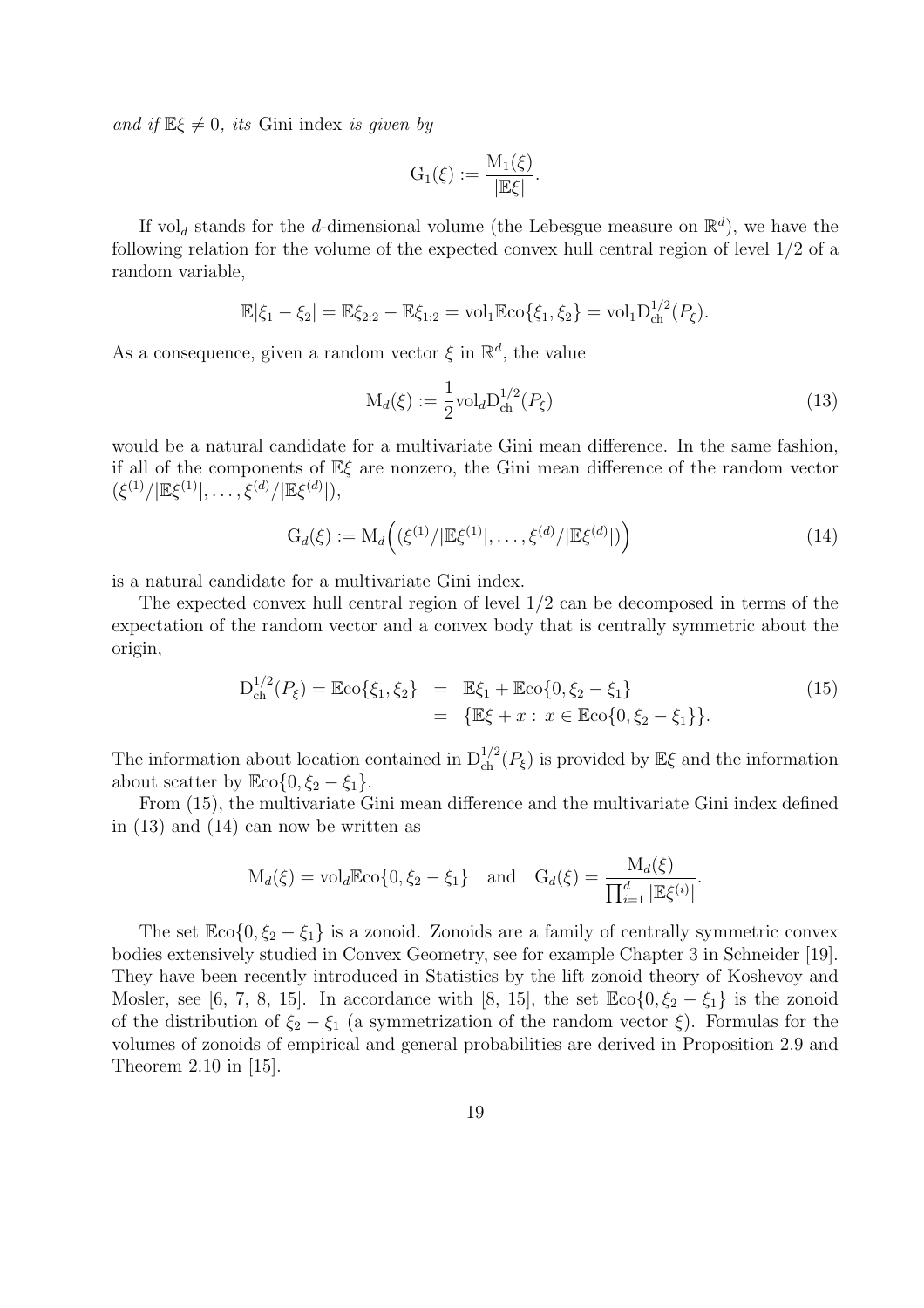*and if* $\mathbb{E}\xi \neq 0$*, its* Gini index *is given by*

$$\mathrm{G}_1(\xi) := \frac{\mathrm{M}_1(\xi)}{|\mathbb{E}\xi|}.$$

If $\mathrm{vol}_d$ stands for the $d$-dimensional volume (the Lebesgue measure on $\mathbb{R}^d$), we have the following relation for the volume of the expected convex hull central region of level $1/2$ of a random variable,

$$\mathbb{E}|\xi_1 - \xi_2| = \mathbb{E}\xi_{2:2} - \mathbb{E}\xi_{1:2} = \mathrm{vol}_1 \mathbb{E}\mathrm{co}\{\xi_1, \xi_2\} = \mathrm{vol}_1 \mathrm{D}_{\mathrm{ch}}^{1/2}(P_\xi).$$

As a consequence, given a random vector $\xi$ in $\mathbb{R}^d$, the value

$$\mathrm{M}_d(\xi) := \frac{1}{2}\mathrm{vol}_d \mathrm{D}_{\mathrm{ch}}^{1/2}(P_\xi) \tag{13}$$

would be a natural candidate for a multivariate Gini mean difference. In the same fashion, if all of the components of $\mathbb{E}\xi$ are nonzero, the Gini mean difference of the random vector $(\xi^{(1)}/|\mathbb{E}\xi^{(1)}|, \ldots, \xi^{(d)}/|\mathbb{E}\xi^{(d)}|)$,

$$\mathrm{G}_d(\xi) := \mathrm{M}_d\Big((\xi^{(1)}/|\mathbb{E}\xi^{(1)}|, \ldots, \xi^{(d)}/|\mathbb{E}\xi^{(d)}|)\Big) \tag{14}$$

is a natural candidate for a multivariate Gini index.

The expected convex hull central region of level $1/2$ can be decomposed in terms of the expectation of the random vector and a convex body that is centrally symmetric about the origin,

$$\begin{aligned} \mathrm{D}_{\mathrm{ch}}^{1/2}(P_\xi) = \mathbb{E}\mathrm{co}\{\xi_1, \xi_2\} &= \mathbb{E}\xi_1 + \mathbb{E}\mathrm{co}\{0, \xi_2 - \xi_1\} \\ &= \{\mathbb{E}\xi + x : \, x \in \mathbb{E}\mathrm{co}\{0, \xi_2 - \xi_1\}\}. \end{aligned} \tag{15}$$

The information about location contained in $\mathrm{D}_{\mathrm{ch}}^{1/2}(P_\xi)$ is provided by $\mathbb{E}\xi$ and the information about scatter by $\mathbb{E}\mathrm{co}\{0, \xi_2 - \xi_1\}$.

From (15), the multivariate Gini mean difference and the multivariate Gini index defined in (13) and (14) can now be written as

$$\mathrm{M}_d(\xi) = \mathrm{vol}_d \mathbb{E}\mathrm{co}\{0, \xi_2 - \xi_1\} \quad \text{and} \quad \mathrm{G}_d(\xi) = \frac{\mathrm{M}_d(\xi)}{\prod_{i=1}^d |\mathbb{E}\xi^{(i)}|}.$$

The set $\mathbb{E}\mathrm{co}\{0, \xi_2 - \xi_1\}$ is a zonoid. Zonoids are a family of centrally symmetric convex bodies extensively studied in Convex Geometry, see for example Chapter 3 in Schneider [19]. They have been recently introduced in Statistics by the lift zonoid theory of Koshevoy and Mosler, see [6, 7, 8, 15]. In accordance with [8, 15], the set $\mathbb{E}\mathrm{co}\{0, \xi_2 - \xi_1\}$ is the zonoid of the distribution of $\xi_2 - \xi_1$ (a symmetrization of the random vector $\xi$). Formulas for the volumes of zonoids of empirical and general probabilities are derived in Proposition 2.9 and Theorem 2.10 in [15].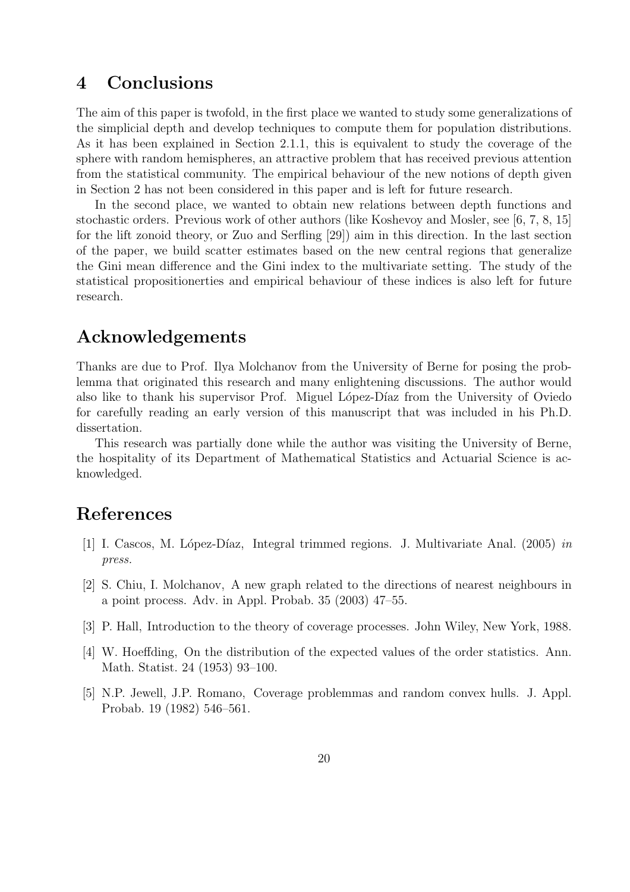## 4 Conclusions

The aim of this paper is twofold, in the first place we wanted to study some generalizations of the simplicial depth and develop techniques to compute them for population distributions. As it has been explained in Section 2.1.1, this is equivalent to study the coverage of the sphere with random hemispheres, an attractive problem that has received previous attention from the statistical community. The empirical behaviour of the new notions of depth given in Section 2 has not been considered in this paper and is left for future research.

In the second place, we wanted to obtain new relations between depth functions and stochastic orders. Previous work of other authors (like Koshevoy and Mosler, see [6, 7, 8, 15] for the lift zonoid theory, or Zuo and Serfling [29]) aim in this direction. In the last section of the paper, we build scatter estimates based on the new central regions that generalize the Gini mean difference and the Gini index to the multivariate setting. The study of the statistical propositionerties and empirical behaviour of these indices is also left for future research.

## Acknowledgements

Thanks are due to Prof. Ilya Molchanov from the University of Berne for posing the problemma that originated this research and many enlightening discussions. The author would also like to thank his supervisor Prof. Miguel López-Díaz from the University of Oviedo for carefully reading an early version of this manuscript that was included in his Ph.D. dissertation.

This research was partially done while the author was visiting the University of Berne, the hospitality of its Department of Mathematical Statistics and Actuarial Science is acknowledged.

## References

[1] I. Cascos, M. López-Díaz, Integral trimmed regions. J. Multivariate Anal. (2005) *in press.*

[2] S. Chiu, I. Molchanov, A new graph related to the directions of nearest neighbours in a point process. Adv. in Appl. Probab. 35 (2003) 47–55.

[3] P. Hall, Introduction to the theory of coverage processes. John Wiley, New York, 1988.

[4] W. Hoeffding, On the distribution of the expected values of the order statistics. Ann. Math. Statist. 24 (1953) 93–100.

[5] N.P. Jewell, J.P. Romano, Coverage problemmas and random convex hulls. J. Appl. Probab. 19 (1982) 546–561.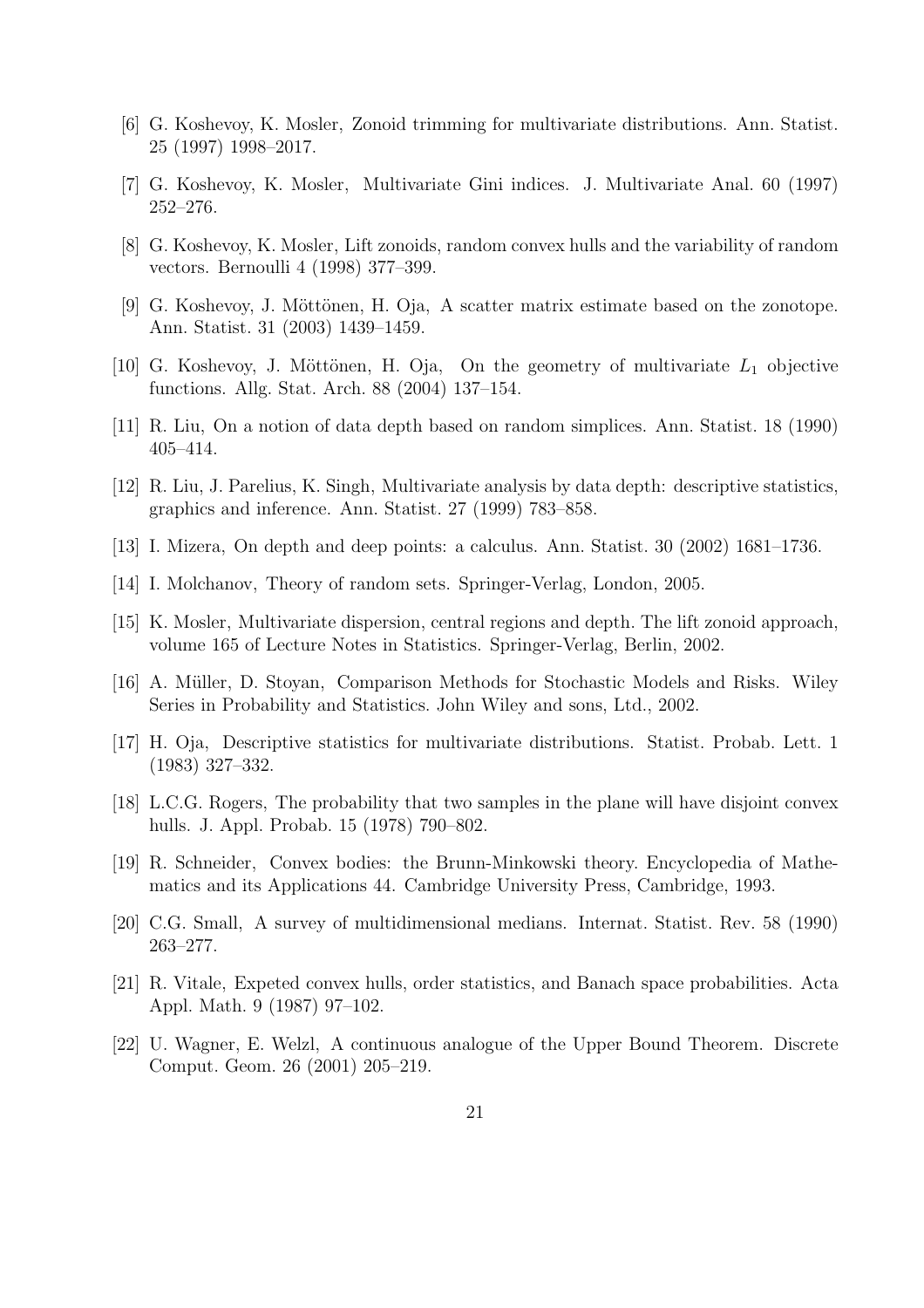[6] G. Koshevoy, K. Mosler, Zonoid trimming for multivariate distributions. Ann. Statist. 25 (1997) 1998–2017.

[7] G. Koshevoy, K. Mosler, Multivariate Gini indices. J. Multivariate Anal. 60 (1997) 252–276.

[8] G. Koshevoy, K. Mosler, Lift zonoids, random convex hulls and the variability of random vectors. Bernoulli 4 (1998) 377–399.

[9] G. Koshevoy, J. Möttönen, H. Oja, A scatter matrix estimate based on the zonotope. Ann. Statist. 31 (2003) 1439–1459.

[10] G. Koshevoy, J. Möttönen, H. Oja, On the geometry of multivariate $L_1$ objective functions. Allg. Stat. Arch. 88 (2004) 137–154.

[11] R. Liu, On a notion of data depth based on random simplices. Ann. Statist. 18 (1990) 405–414.

[12] R. Liu, J. Parelius, K. Singh, Multivariate analysis by data depth: descriptive statistics, graphics and inference. Ann. Statist. 27 (1999) 783–858.

[13] I. Mizera, On depth and deep points: a calculus. Ann. Statist. 30 (2002) 1681–1736.

[14] I. Molchanov, Theory of random sets. Springer-Verlag, London, 2005.

[15] K. Mosler, Multivariate dispersion, central regions and depth. The lift zonoid approach, volume 165 of Lecture Notes in Statistics. Springer-Verlag, Berlin, 2002.

[16] A. Müller, D. Stoyan, Comparison Methods for Stochastic Models and Risks. Wiley Series in Probability and Statistics. John Wiley and sons, Ltd., 2002.

[17] H. Oja, Descriptive statistics for multivariate distributions. Statist. Probab. Lett. 1 (1983) 327–332.

[18] L.C.G. Rogers, The probability that two samples in the plane will have disjoint convex hulls. J. Appl. Probab. 15 (1978) 790–802.

[19] R. Schneider, Convex bodies: the Brunn-Minkowski theory. Encyclopedia of Mathematics and its Applications 44. Cambridge University Press, Cambridge, 1993.

[20] C.G. Small, A survey of multidimensional medians. Internat. Statist. Rev. 58 (1990) 263–277.

[21] R. Vitale, Expeted convex hulls, order statistics, and Banach space probabilities. Acta Appl. Math. 9 (1987) 97–102.

[22] U. Wagner, E. Welzl, A continuous analogue of the Upper Bound Theorem. Discrete Comput. Geom. 26 (2001) 205–219.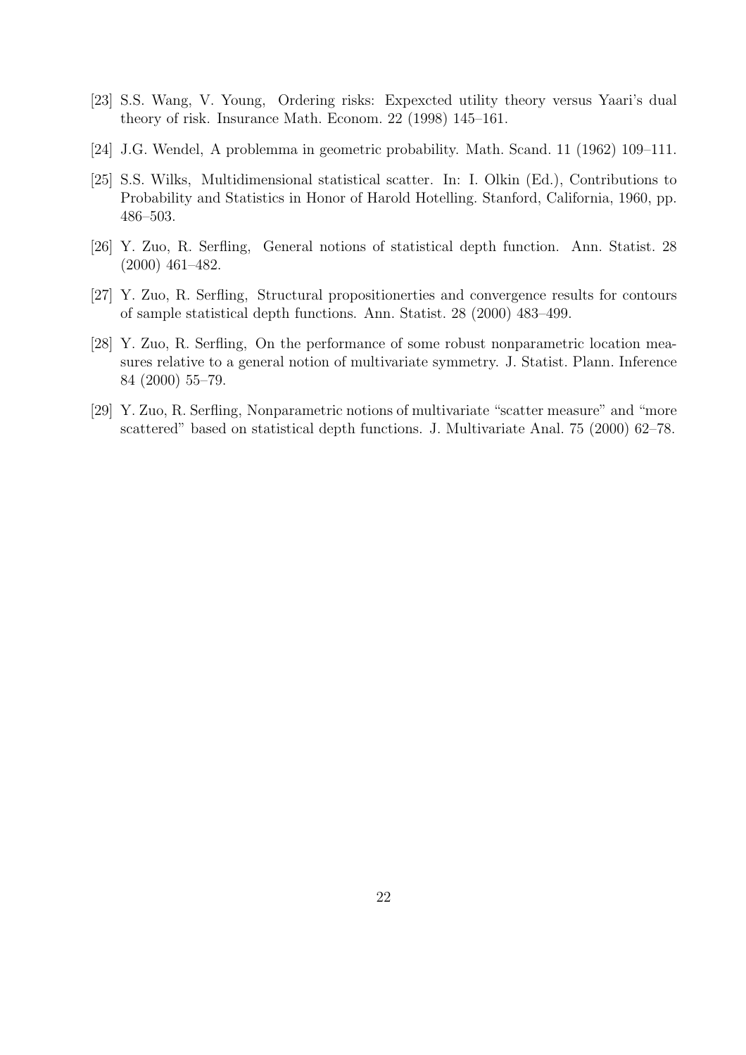[23] S.S. Wang, V. Young, Ordering risks: Expexcted utility theory versus Yaari's dual theory of risk. Insurance Math. Econom. 22 (1998) 145–161.

[24] J.G. Wendel, A problemma in geometric probability. Math. Scand. 11 (1962) 109–111.

[25] S.S. Wilks, Multidimensional statistical scatter. In: I. Olkin (Ed.), Contributions to Probability and Statistics in Honor of Harold Hotelling. Stanford, California, 1960, pp. 486–503.

[26] Y. Zuo, R. Serfling, General notions of statistical depth function. Ann. Statist. 28 (2000) 461–482.

[27] Y. Zuo, R. Serfling, Structural propositionerties and convergence results for contours of sample statistical depth functions. Ann. Statist. 28 (2000) 483–499.

[28] Y. Zuo, R. Serfling, On the performance of some robust nonparametric location measures relative to a general notion of multivariate symmetry. J. Statist. Plann. Inference 84 (2000) 55–79.

[29] Y. Zuo, R. Serfling, Nonparametric notions of multivariate "scatter measure" and "more scattered" based on statistical depth functions. J. Multivariate Anal. 75 (2000) 62–78.